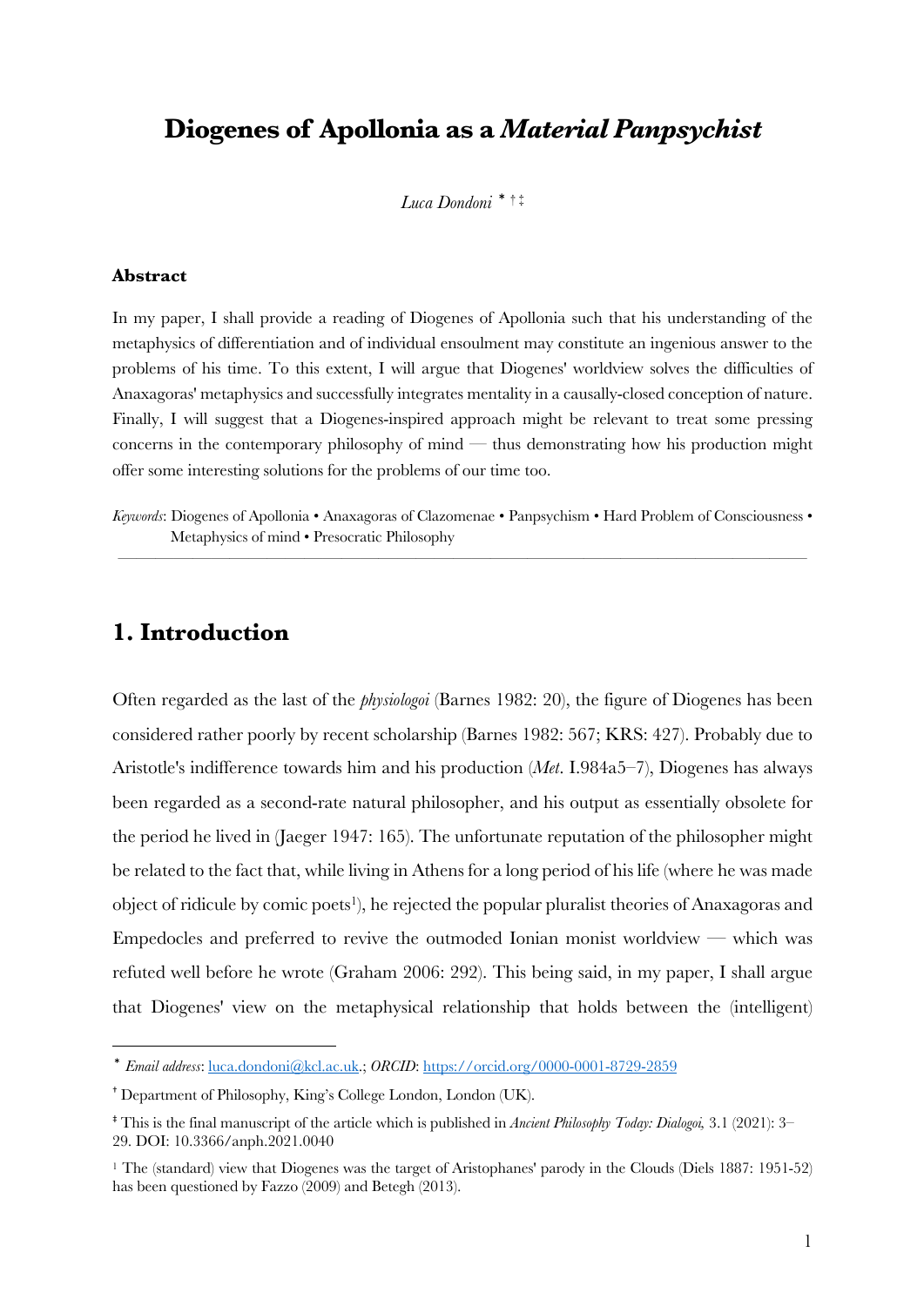# Diogenes of Apollonia as a *Material Panpsychist*

*Luca Dondoni* [*] [†] [‡]

#### Abstract

In my paper, I shall provide a reading of Diogenes of Apollonia such that his understanding of the metaphysics of differentiation and of individual ensoulment may constitute an ingenious answer to the problems of his time. To this extent, I will argue that Diogenes' worldview solves the difficulties of Anaxagoras' metaphysics and successfully integrates mentality in a causally-closed conception of nature. Finally, I will suggest that a Diogenes-inspired approach might be relevant to treat some pressing concerns in the contemporary philosophy of mind — thus demonstrating how his production might offer some interesting solutions for the problems of our time too.

*Keywords*: Diogenes of Apollonia • Anaxagoras of Clazomenae • Panpsychism • Hard Problem of Consciousness • Metaphysics of mind • Presocratic Philosophy

---

## 1. Introduction

Often regarded as the last of the *physiologoi* (Barnes 1982: 20), the figure of Diogenes has been considered rather poorly by recent scholarship (Barnes 1982: 567; KRS: 427). Probably due to Aristotle's indifference towards him and his production (*Met.* I.984a5–7), Diogenes has always been regarded as a second-rate natural philosopher, and his output as essentially obsolete for the period he lived in (Jaeger 1947: 165). The unfortunate reputation of the philosopher might be related to the fact that, while living in Athens for a long period of his life (where he was made object of ridicule by comic poets[1]), he rejected the popular pluralist theories of Anaxagoras and Empedocles and preferred to revive the outmoded Ionian monist worldview — which was refuted well before he wrote (Graham 2006: 292). This being said, in my paper, I shall argue that Diogenes' view on the metaphysical relationship that holds between the (intelligent)

---

[*] *Email address*: luca.dondoni@kcl.ac.uk.; *ORCID*: https://orcid.org/0000-0001-8729-2859

[†] Department of Philosophy, King's College London, London (UK).

[‡] This is the final manuscript of the article which is published in *Ancient Philosophy Today: Dialogoi*, 3.1 (2021): 3–29. DOI: 10.3366/anph.2021.0040

[1] The (standard) view that Diogenes was the target of Aristophanes' parody in the Clouds (Diels 1887: 1951-52) has been questioned by Fazzo (2009) and Betegh (2013).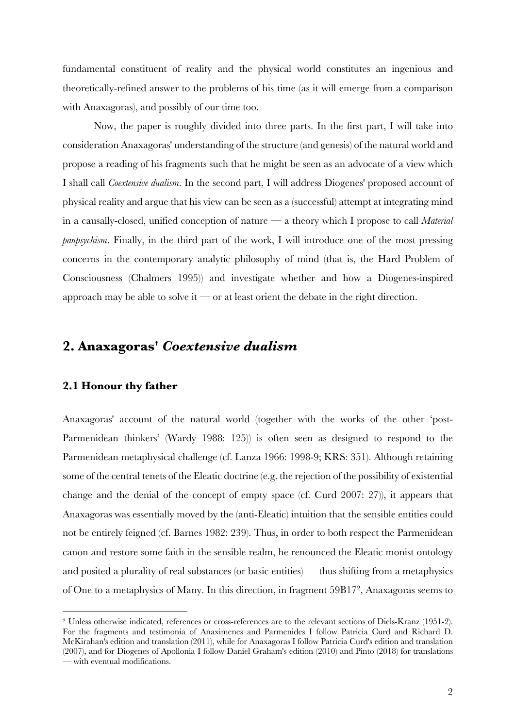fundamental constituent of reality and the physical world constitutes an ingenious and theoretically-refined answer to the problems of his time (as it will emerge from a comparison with Anaxagoras), and possibly of our time too.

Now, the paper is roughly divided into three parts. In the first part, I will take into consideration Anaxagoras' understanding of the structure (and genesis) of the natural world and propose a reading of his fragments such that he might be seen as an advocate of a view which I shall call *Coextensive dualism*. In the second part, I will address Diogenes' proposed account of physical reality and argue that his view can be seen as a (successful) attempt at integrating mind in a causally-closed, unified conception of nature — a theory which I propose to call *Material panpsychism*. Finally, in the third part of the work, I will introduce one of the most pressing concerns in the contemporary analytic philosophy of mind (that is, the Hard Problem of Consciousness (Chalmers 1995)) and investigate whether and how a Diogenes-inspired approach may be able to solve it — or at least orient the debate in the right direction.

## 2. Anaxagoras' *Coextensive dualism*

### 2.1 Honour thy father

Anaxagoras' account of the natural world (together with the works of the other 'post-Parmenidean thinkers' (Wardy 1988: 125)) is often seen as designed to respond to the Parmenidean metaphysical challenge (cf. Lanza 1966: 1998-9; KRS: 351). Although retaining some of the central tenets of the Eleatic doctrine (e.g. the rejection of the possibility of existential change and the denial of the concept of empty space (cf. Curd 2007: 27)), it appears that Anaxagoras was essentially moved by the (anti-Eleatic) intuition that the sensible entities could not be entirely feigned (cf. Barnes 1982: 239). Thus, in order to both respect the Parmenidean canon and restore some faith in the sensible realm, he renounced the Eleatic monist ontology and posited a plurality of real substances (or basic entities) — thus shifting from a metaphysics of One to a metaphysics of Many. In this direction, in fragment 59B17[2], Anaxagoras seems to

[2] Unless otherwise indicated, references or cross-references are to the relevant sections of Diels-Kranz (1951-2). For the fragments and testimonia of Anaximenes and Parmenides I follow Patricia Curd and Richard D. McKirahan's edition and translation (2011), while for Anaxagoras I follow Patricia Curd's edition and translation (2007), and for Diogenes of Apollonia I follow Daniel Graham's edition (2010) and Pinto (2018) for translations — with eventual modifications.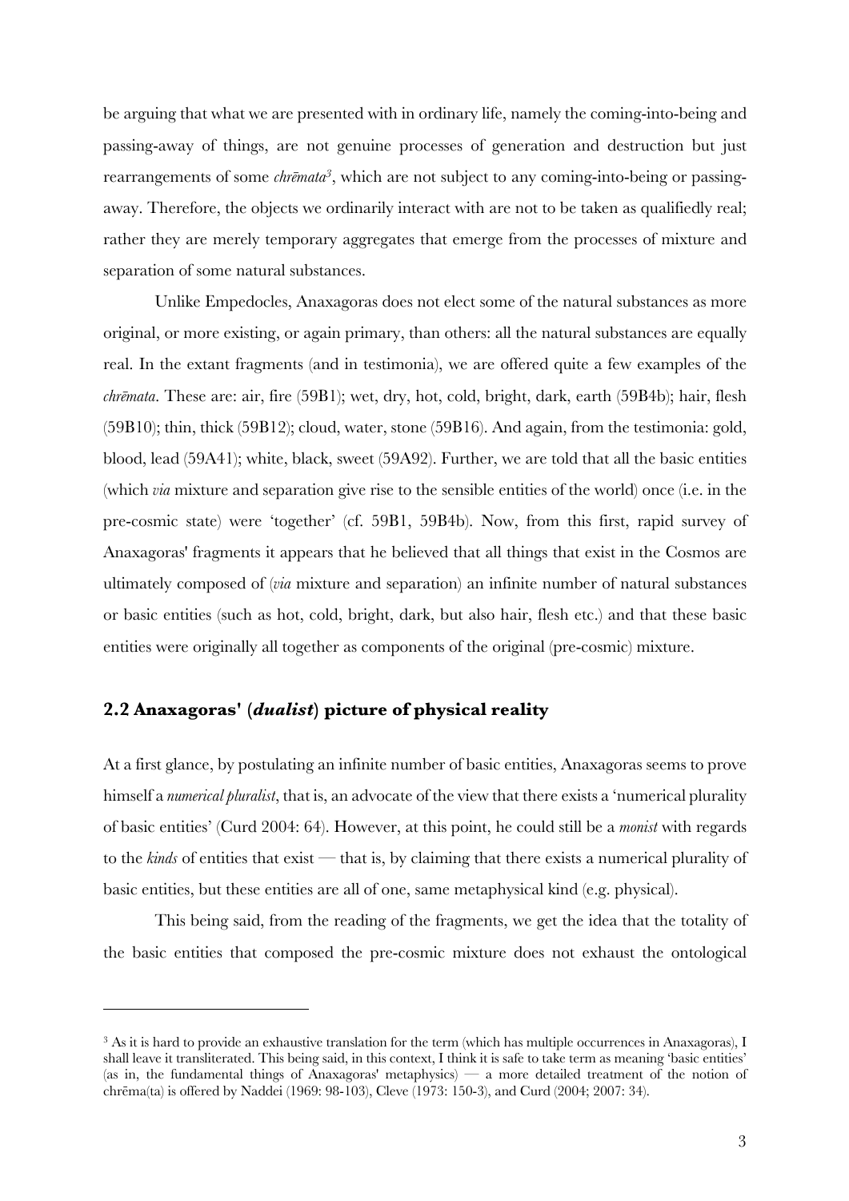be arguing that what we are presented with in ordinary life, namely the coming-into-being and passing-away of things, are not genuine processes of generation and destruction but just rearrangements of some *chrēmata*[3], which are not subject to any coming-into-being or passing-away. Therefore, the objects we ordinarily interact with are not to be taken as qualifiedly real; rather they are merely temporary aggregates that emerge from the processes of mixture and separation of some natural substances.

Unlike Empedocles, Anaxagoras does not elect some of the natural substances as more original, or more existing, or again primary, than others: all the natural substances are equally real. In the extant fragments (and in testimonia), we are offered quite a few examples of the *chrēmata*. These are: air, fire (59B1); wet, dry, hot, cold, bright, dark, earth (59B4b); hair, flesh (59B10); thin, thick (59B12); cloud, water, stone (59B16). And again, from the testimonia: gold, blood, lead (59A41); white, black, sweet (59A92). Further, we are told that all the basic entities (which *via* mixture and separation give rise to the sensible entities of the world) once (i.e. in the pre-cosmic state) were 'together' (cf. 59B1, 59B4b). Now, from this first, rapid survey of Anaxagoras' fragments it appears that he believed that all things that exist in the Cosmos are ultimately composed of (*via* mixture and separation) an infinite number of natural substances or basic entities (such as hot, cold, bright, dark, but also hair, flesh etc.) and that these basic entities were originally all together as components of the original (pre-cosmic) mixture.

## 2.2 Anaxagoras' (*dualist*) picture of physical reality

At a first glance, by postulating an infinite number of basic entities, Anaxagoras seems to prove himself a *numerical pluralist*, that is, an advocate of the view that there exists a 'numerical plurality of basic entities' (Curd 2004: 64). However, at this point, he could still be a *monist* with regards to the *kinds* of entities that exist — that is, by claiming that there exists a numerical plurality of basic entities, but these entities are all of one, same metaphysical kind (e.g. physical).

This being said, from the reading of the fragments, we get the idea that the totality of the basic entities that composed the pre-cosmic mixture does not exhaust the ontological

[3] As it is hard to provide an exhaustive translation for the term (which has multiple occurrences in Anaxagoras), I shall leave it transliterated. This being said, in this context, I think it is safe to take term as meaning 'basic entities' (as in, the fundamental things of Anaxagoras' metaphysics) — a more detailed treatment of the notion of chrēma(ta) is offered by Naddei (1969: 98-103), Cleve (1973: 150-3), and Curd (2004; 2007: 34).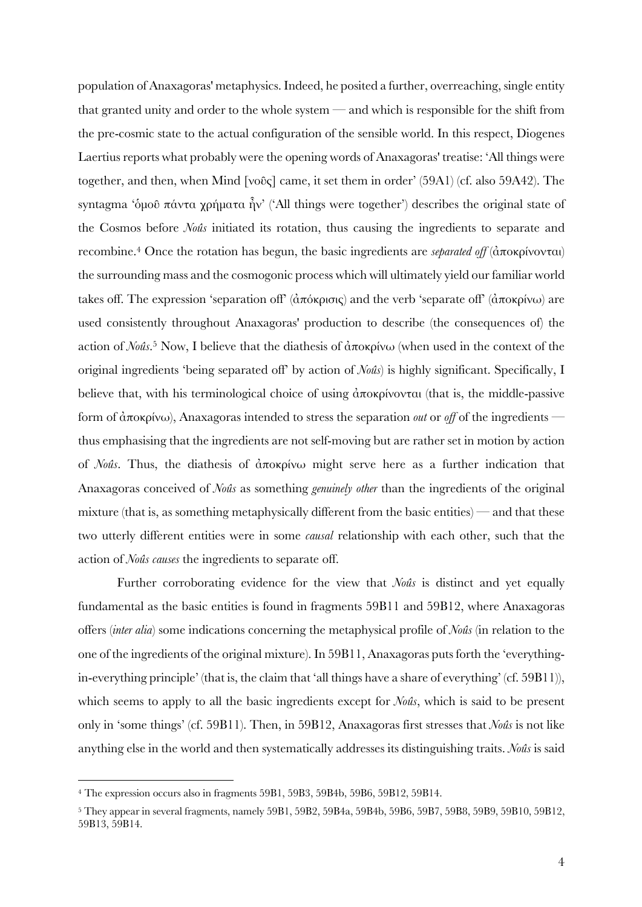population of Anaxagoras' metaphysics. Indeed, he posited a further, overreaching, single entity that granted unity and order to the whole system — and which is responsible for the shift from the pre-cosmic state to the actual configuration of the sensible world. In this respect, Diogenes Laertius reports what probably were the opening words of Anaxagoras' treatise: 'All things were together, and then, when Mind [νοῦς] came, it set them in order' (59A1) (cf. also 59A42). The syntagma 'ὁμοῦ πάντα χρήματα ἦν' ('All things were together') describes the original state of the Cosmos before *Noûs* initiated its rotation, thus causing the ingredients to separate and recombine.[4] Once the rotation has begun, the basic ingredients are *separated off* (ἀποκρίνονται) the surrounding mass and the cosmogonic process which will ultimately yield our familiar world takes off. The expression 'separation off' (ἀπόκρισις) and the verb 'separate off' (ἀποκρίνω) are used consistently throughout Anaxagoras' production to describe (the consequences of) the action of *Noûs*.[5] Now, I believe that the diathesis of ἀποκρίνω (when used in the context of the original ingredients 'being separated off' by action of *Noûs*) is highly significant. Specifically, I believe that, with his terminological choice of using ἀποκρίνονται (that is, the middle-passive form of ἀποκρίνω), Anaxagoras intended to stress the separation *out* or *off* of the ingredients — thus emphasising that the ingredients are not self-moving but are rather set in motion by action of *Noûs*. Thus, the diathesis of ἀποκρίνω might serve here as a further indication that Anaxagoras conceived of *Noûs* as something *genuinely other* than the ingredients of the original mixture (that is, as something metaphysically different from the basic entities) — and that these two utterly different entities were in some *causal* relationship with each other, such that the action of *Noûs causes* the ingredients to separate off.

Further corroborating evidence for the view that *Noûs* is distinct and yet equally fundamental as the basic entities is found in fragments 59B11 and 59B12, where Anaxagoras offers (*inter alia*) some indications concerning the metaphysical profile of *Noûs* (in relation to the one of the ingredients of the original mixture). In 59B11, Anaxagoras puts forth the 'everything-in-everything principle' (that is, the claim that 'all things have a share of everything' (cf. 59B11)), which seems to apply to all the basic ingredients except for *Noûs*, which is said to be present only in 'some things' (cf. 59B11). Then, in 59B12, Anaxagoras first stresses that *Noûs* is not like anything else in the world and then systematically addresses its distinguishing traits. *Noûs* is said

---

[4] The expression occurs also in fragments 59B1, 59B3, 59B4b, 59B6, 59B12, 59B14.

[5] They appear in several fragments, namely 59B1, 59B2, 59B4a, 59B4b, 59B6, 59B7, 59B8, 59B9, 59B10, 59B12, 59B13, 59B14.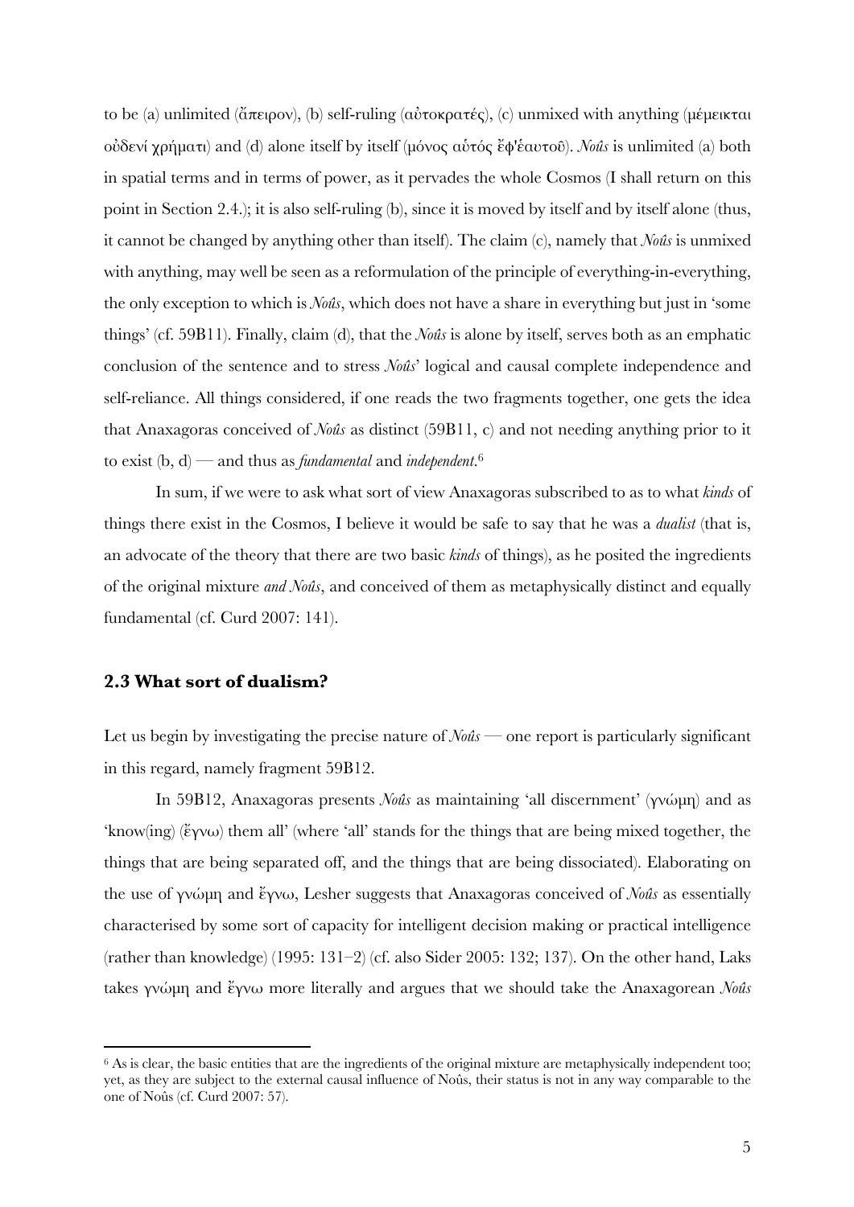to be (a) unlimited (ἄπειρον), (b) self-ruling (αὐτοκρατές), (c) unmixed with anything (μέμεικται οὐδενί χρήματι) and (d) alone itself by itself (μόνος αὐτός ἔφ'ἑαυτοῦ). *Noûs* is unlimited (a) both in spatial terms and in terms of power, as it pervades the whole Cosmos (I shall return on this point in Section 2.4.); it is also self-ruling (b), since it is moved by itself and by itself alone (thus, it cannot be changed by anything other than itself). The claim (c), namely that *Noûs* is unmixed with anything, may well be seen as a reformulation of the principle of everything-in-everything, the only exception to which is *Noûs*, which does not have a share in everything but just in 'some things' (cf. 59B11). Finally, claim (d), that the *Noûs* is alone by itself, serves both as an emphatic conclusion of the sentence and to stress *Noûs*' logical and causal complete independence and self-reliance. All things considered, if one reads the two fragments together, one gets the idea that Anaxagoras conceived of *Noûs* as distinct (59B11, c) and not needing anything prior to it to exist (b, d) — and thus as *fundamental* and *independent*.[6]

In sum, if we were to ask what sort of view Anaxagoras subscribed to as to what *kinds* of things there exist in the Cosmos, I believe it would be safe to say that he was a *dualist* (that is, an advocate of the theory that there are two basic *kinds* of things), as he posited the ingredients of the original mixture *and Noûs*, and conceived of them as metaphysically distinct and equally fundamental (cf. Curd 2007: 141).

### 2.3 What sort of dualism?

Let us begin by investigating the precise nature of *Noûs* — one report is particularly significant in this regard, namely fragment 59B12.

In 59B12, Anaxagoras presents *Noûs* as maintaining 'all discernment' (γνώμη) and as 'know(ing) (ἔγνω) them all' (where 'all' stands for the things that are being mixed together, the things that are being separated off, and the things that are being dissociated). Elaborating on the use of γνώμη and ἔγνω, Lesher suggests that Anaxagoras conceived of *Noûs* as essentially characterised by some sort of capacity for intelligent decision making or practical intelligence (rather than knowledge) (1995: 131–2) (cf. also Sider 2005: 132; 137). On the other hand, Laks takes γνώμη and ἔγνω more literally and argues that we should take the Anaxagorean *Noûs*

---

[6] As is clear, the basic entities that are the ingredients of the original mixture are metaphysically independent too; yet, as they are subject to the external causal influence of Noûs, their status is not in any way comparable to the one of Noûs (cf. Curd 2007: 57).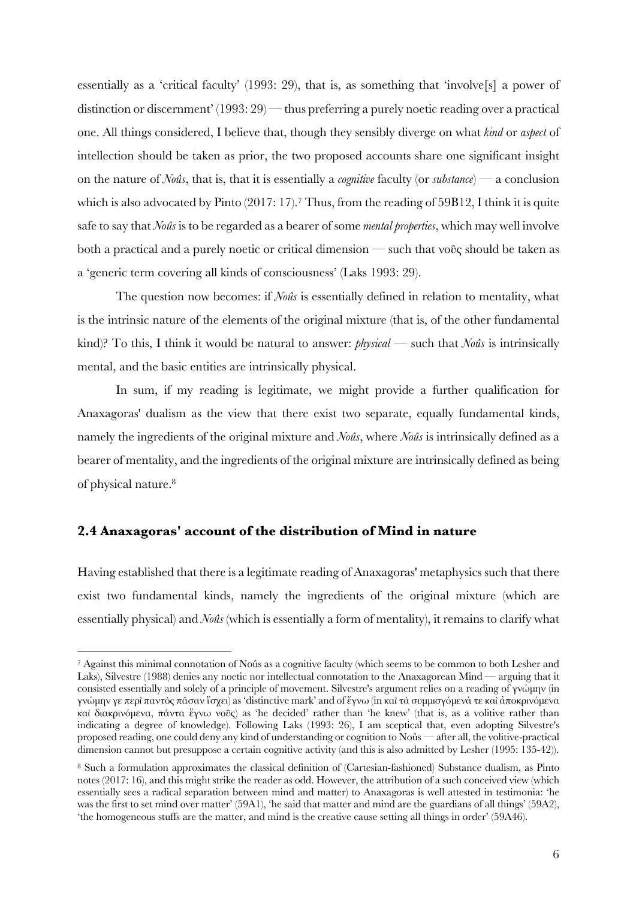essentially as a 'critical faculty' (1993: 29), that is, as something that 'involve[s] a power of distinction or discernment' (1993: 29) — thus preferring a purely noetic reading over a practical one. All things considered, I believe that, though they sensibly diverge on what *kind* or *aspect* of intellection should be taken as prior, the two proposed accounts share one significant insight on the nature of *Noûs*, that is, that it is essentially a *cognitive* faculty (or *substance*) — a conclusion which is also advocated by Pinto (2017: 17).[7] Thus, from the reading of 59B12, I think it is quite safe to say that *Noûs* is to be regarded as a bearer of some *mental properties*, which may well involve both a practical and a purely noetic or critical dimension — such that νοῦς should be taken as a 'generic term covering all kinds of consciousness' (Laks 1993: 29).

The question now becomes: if *Noûs* is essentially defined in relation to mentality, what is the intrinsic nature of the elements of the original mixture (that is, of the other fundamental kind)? To this, I think it would be natural to answer: *physical* — such that *Noûs* is intrinsically mental, and the basic entities are intrinsically physical.

In sum, if my reading is legitimate, we might provide a further qualification for Anaxagoras' dualism as the view that there exist two separate, equally fundamental kinds, namely the ingredients of the original mixture and *Noûs*, where *Noûs* is intrinsically defined as a bearer of mentality, and the ingredients of the original mixture are intrinsically defined as being of physical nature.[8]

## 2.4 Anaxagoras' account of the distribution of Mind in nature

Having established that there is a legitimate reading of Anaxagoras' metaphysics such that there exist two fundamental kinds, namely the ingredients of the original mixture (which are essentially physical) and *Noûs* (which is essentially a form of mentality), it remains to clarify what

---

[7] Against this minimal connotation of Noûs as a cognitive faculty (which seems to be common to both Lesher and Laks), Silvestre (1988) denies any noetic nor intellectual connotation to the Anaxagorean Mind — arguing that it consisted essentially and solely of a principle of movement. Silvestre's argument relies on a reading of γνώμην (in γνώμην γε περὶ παντὸς πᾶσαν ἴσχει) as 'distinctive mark' and of ἔγνω (in καὶ τὰ συμμισγόμενά τε καὶ ἀποκρινόμενα καὶ διακρινόμενα, πάντα ἔγνω νοῦς) as 'he decided' rather than 'he knew' (that is, as a volitive rather than indicating a degree of knowledge). Following Laks (1993: 26), I am sceptical that, even adopting Silvestre's proposed reading, one could deny any kind of understanding or cognition to Noûs — after all, the volitive-practical dimension cannot but presuppose a certain cognitive activity (and this is also admitted by Lesher (1995: 135-42)).

[8] Such a formulation approximates the classical definition of (Cartesian-fashioned) Substance dualism, as Pinto notes (2017: 16), and this might strike the reader as odd. However, the attribution of a such conceived view (which essentially sees a radical separation between mind and matter) to Anaxagoras is well attested in testimonia: 'he was the first to set mind over matter' (59A1), 'he said that matter and mind are the guardians of all things' (59A2), 'the homogeneous stuffs are the matter, and mind is the creative cause setting all things in order' (59A46).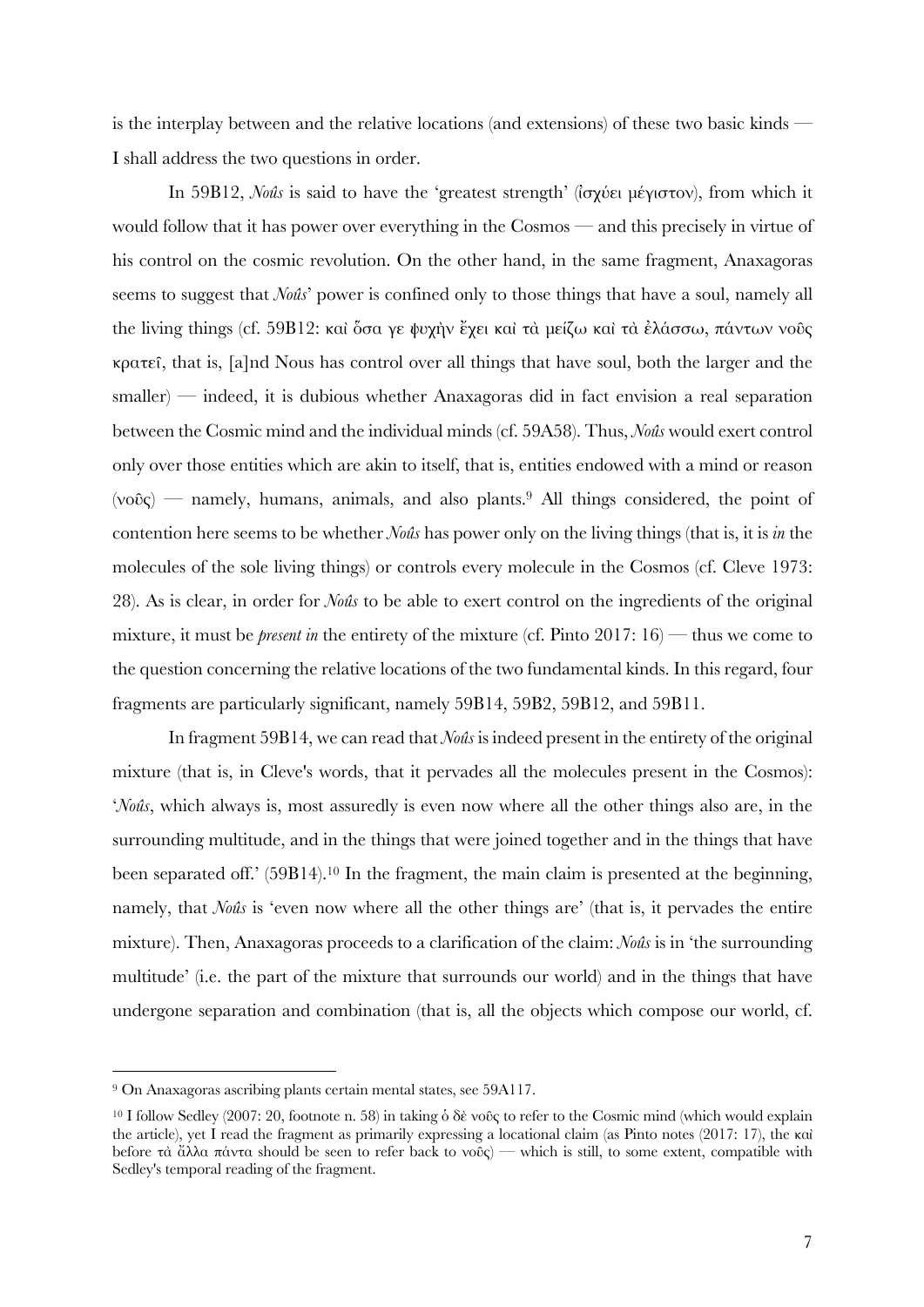is the interplay between and the relative locations (and extensions) of these two basic kinds — I shall address the two questions in order.

In 59B12, *Noûs* is said to have the 'greatest strength' (ἰσχύει μέγιστον), from which it would follow that it has power over everything in the Cosmos — and this precisely in virtue of his control on the cosmic revolution. On the other hand, in the same fragment, Anaxagoras seems to suggest that *Noûs*' power is confined only to those things that have a soul, namely all the living things (cf. 59B12: καὶ ὅσα γε ψυχὴν ἔχει καὶ τὰ μείζω καὶ τὰ ἐλάσσω, πάντων νοῦς κρατεῖ, that is, [a]nd Nous has control over all things that have soul, both the larger and the smaller) — indeed, it is dubious whether Anaxagoras did in fact envision a real separation between the Cosmic mind and the individual minds (cf. 59A58). Thus, *Noûs* would exert control only over those entities which are akin to itself, that is, entities endowed with a mind or reason (νοῦς) — namely, humans, animals, and also plants.[9] All things considered, the point of contention here seems to be whether *Noûs* has power only on the living things (that is, it is *in* the molecules of the sole living things) or controls every molecule in the Cosmos (cf. Cleve 1973: 28). As is clear, in order for *Noûs* to be able to exert control on the ingredients of the original mixture, it must be *present in* the entirety of the mixture (cf. Pinto 2017: 16) — thus we come to the question concerning the relative locations of the two fundamental kinds. In this regard, four fragments are particularly significant, namely 59B14, 59B2, 59B12, and 59B11.

In fragment 59B14, we can read that *Noûs* is indeed present in the entirety of the original mixture (that is, in Cleve's words, that it pervades all the molecules present in the Cosmos): '*Noûs*, which always is, most assuredly is even now where all the other things also are, in the surrounding multitude, and in the things that were joined together and in the things that have been separated off.' (59B14).[10] In the fragment, the main claim is presented at the beginning, namely, that *Noûs* is 'even now where all the other things are' (that is, it pervades the entire mixture). Then, Anaxagoras proceeds to a clarification of the claim: *Noûs* is in 'the surrounding multitude' (i.e. the part of the mixture that surrounds our world) and in the things that have undergone separation and combination (that is, all the objects which compose our world, cf.

---

[9] On Anaxagoras ascribing plants certain mental states, see 59A117.

[10] I follow Sedley (2007: 20, footnote n. 58) in taking ὁ δὲ νοῦς to refer to the Cosmic mind (which would explain the article), yet I read the fragment as primarily expressing a locational claim (as Pinto notes (2017: 17), the καὶ before τὰ ἄλλα πάντα should be seen to refer back to νοῦς) — which is still, to some extent, compatible with Sedley's temporal reading of the fragment.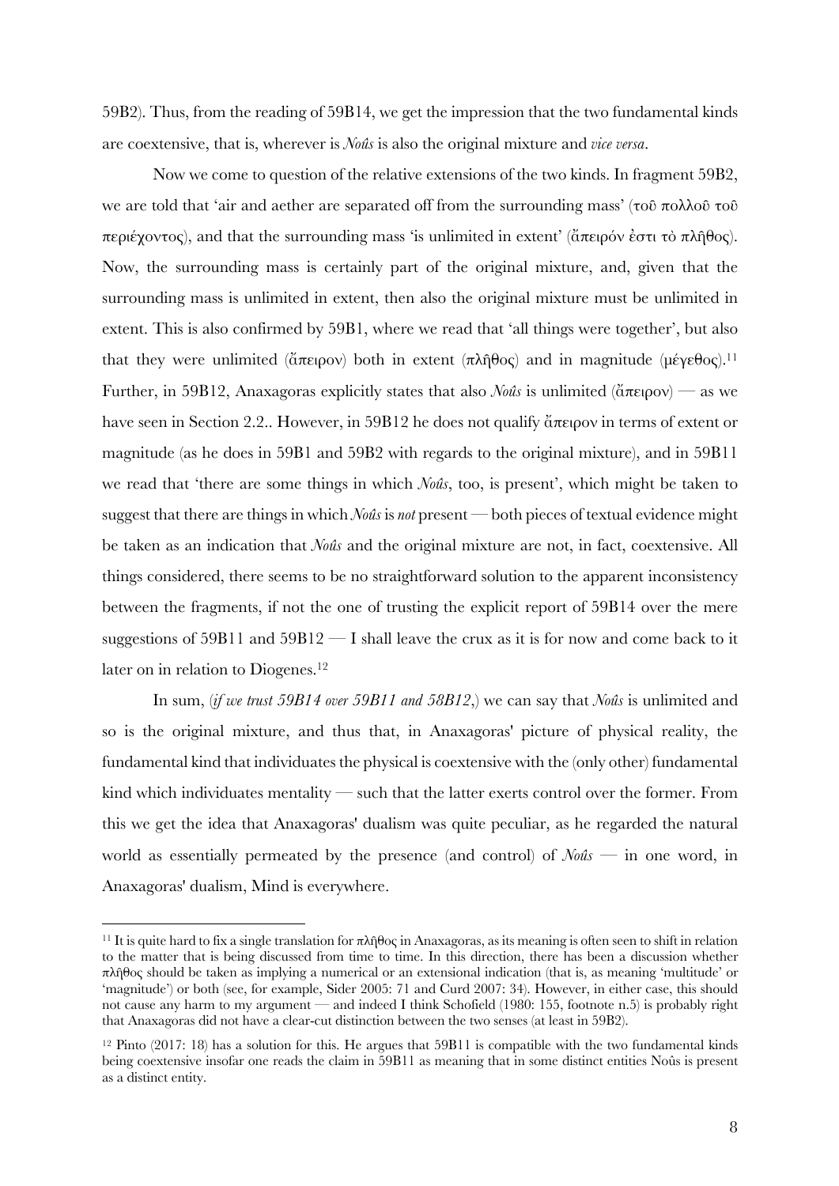59B2). Thus, from the reading of 59B14, we get the impression that the two fundamental kinds are coextensive, that is, wherever is *Noûs* is also the original mixture and *vice versa*.

Now we come to question of the relative extensions of the two kinds. In fragment 59B2, we are told that 'air and aether are separated off from the surrounding mass' (τοῦ πολλοῦ τοῦ περιέχοντος), and that the surrounding mass 'is unlimited in extent' (ἄπειρόν ἐστι τὸ πλῆθος). Now, the surrounding mass is certainly part of the original mixture, and, given that the surrounding mass is unlimited in extent, then also the original mixture must be unlimited in extent. This is also confirmed by 59B1, where we read that 'all things were together', but also that they were unlimited (ἄπειρον) both in extent (πλῆθος) and in magnitude (μέγεθος).[11] Further, in 59B12, Anaxagoras explicitly states that also *Noûs* is unlimited (ἄπειρον) — as we have seen in Section 2.2.. However, in 59B12 he does not qualify ἄπειρον in terms of extent or magnitude (as he does in 59B1 and 59B2 with regards to the original mixture), and in 59B11 we read that 'there are some things in which *Noûs*, too, is present', which might be taken to suggest that there are things in which *Noûs* is *not* present — both pieces of textual evidence might be taken as an indication that *Noûs* and the original mixture are not, in fact, coextensive. All things considered, there seems to be no straightforward solution to the apparent inconsistency between the fragments, if not the one of trusting the explicit report of 59B14 over the mere suggestions of 59B11 and 59B12 — I shall leave the crux as it is for now and come back to it later on in relation to Diogenes.[12]

In sum, (*if we trust 59B14 over 59B11 and 58B12*,) we can say that *Noûs* is unlimited and so is the original mixture, and thus that, in Anaxagoras' picture of physical reality, the fundamental kind that individuates the physical is coextensive with the (only other) fundamental kind which individuates mentality — such that the latter exerts control over the former. From this we get the idea that Anaxagoras' dualism was quite peculiar, as he regarded the natural world as essentially permeated by the presence (and control) of *Noûs* — in one word, in Anaxagoras' dualism, Mind is everywhere.

---

[11] It is quite hard to fix a single translation for πλῆθος in Anaxagoras, as its meaning is often seen to shift in relation to the matter that is being discussed from time to time. In this direction, there has been a discussion whether πλῆθος should be taken as implying a numerical or an extensional indication (that is, as meaning 'multitude' or 'magnitude') or both (see, for example, Sider 2005: 71 and Curd 2007: 34). However, in either case, this should not cause any harm to my argument — and indeed I think Schofield (1980: 155, footnote n.5) is probably right that Anaxagoras did not have a clear-cut distinction between the two senses (at least in 59B2).

[12] Pinto (2017: 18) has a solution for this. He argues that 59B11 is compatible with the two fundamental kinds being coextensive insofar one reads the claim in 59B11 as meaning that in some distinct entities Noûs is present as a distinct entity.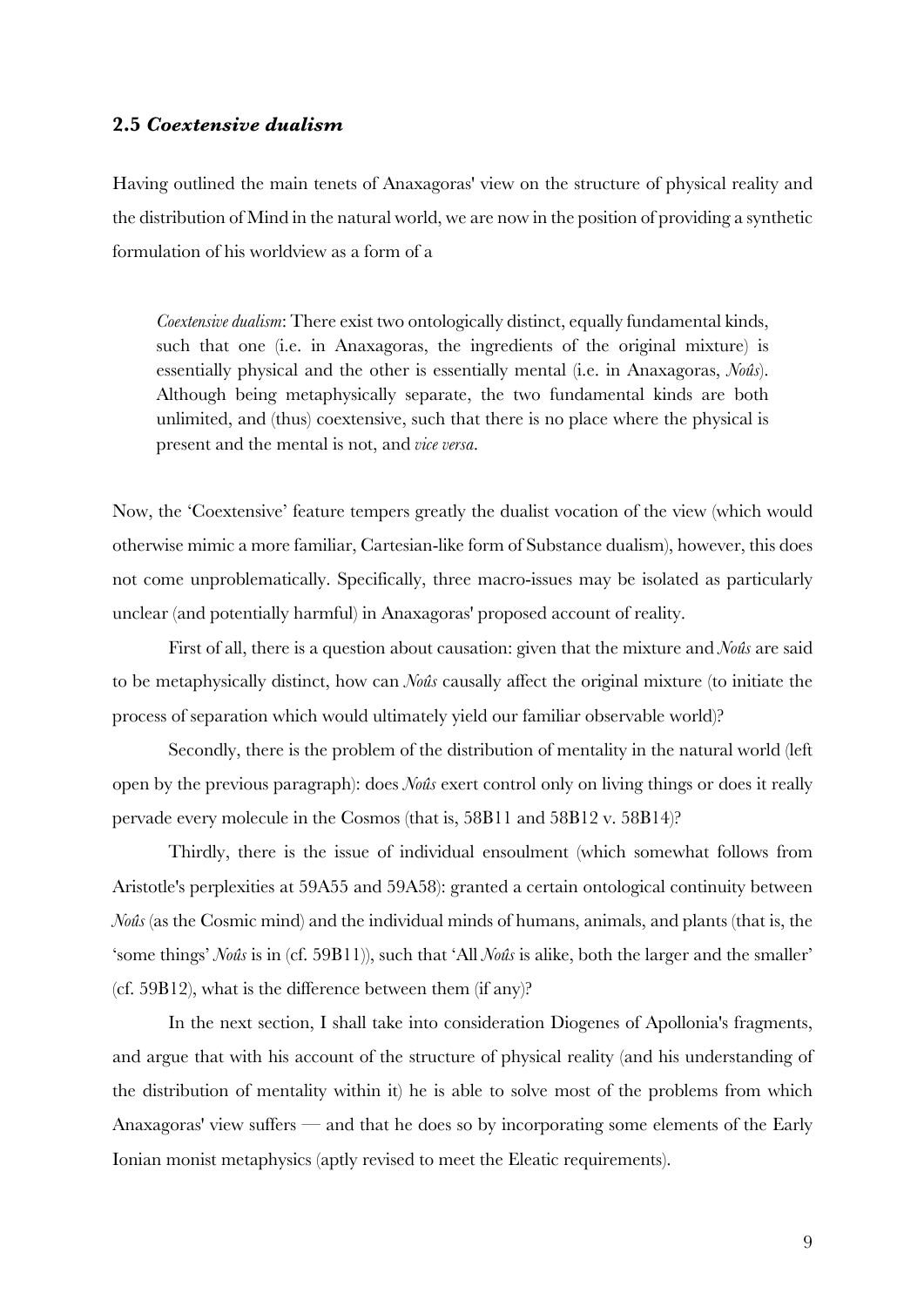### 2.5 *Coextensive dualism*

Having outlined the main tenets of Anaxagoras' view on the structure of physical reality and the distribution of Mind in the natural world, we are now in the position of providing a synthetic formulation of his worldview as a form of a

> *Coextensive dualism*: There exist two ontologically distinct, equally fundamental kinds, such that one (i.e. in Anaxagoras, the ingredients of the original mixture) is essentially physical and the other is essentially mental (i.e. in Anaxagoras, *Noûs*). Although being metaphysically separate, the two fundamental kinds are both unlimited, and (thus) coextensive, such that there is no place where the physical is present and the mental is not, and *vice versa*.

Now, the 'Coextensive' feature tempers greatly the dualist vocation of the view (which would otherwise mimic a more familiar, Cartesian-like form of Substance dualism), however, this does not come unproblematically. Specifically, three macro-issues may be isolated as particularly unclear (and potentially harmful) in Anaxagoras' proposed account of reality.

First of all, there is a question about causation: given that the mixture and *Noûs* are said to be metaphysically distinct, how can *Noûs* causally affect the original mixture (to initiate the process of separation which would ultimately yield our familiar observable world)?

Secondly, there is the problem of the distribution of mentality in the natural world (left open by the previous paragraph): does *Noûs* exert control only on living things or does it really pervade every molecule in the Cosmos (that is, 58B11 and 58B12 v. 58B14)?

Thirdly, there is the issue of individual ensoulment (which somewhat follows from Aristotle's perplexities at 59A55 and 59A58): granted a certain ontological continuity between *Noûs* (as the Cosmic mind) and the individual minds of humans, animals, and plants (that is, the 'some things' *Noûs* is in (cf. 59B11)), such that 'All *Noûs* is alike, both the larger and the smaller' (cf. 59B12), what is the difference between them (if any)?

In the next section, I shall take into consideration Diogenes of Apollonia's fragments, and argue that with his account of the structure of physical reality (and his understanding of the distribution of mentality within it) he is able to solve most of the problems from which Anaxagoras' view suffers — and that he does so by incorporating some elements of the Early Ionian monist metaphysics (aptly revised to meet the Eleatic requirements).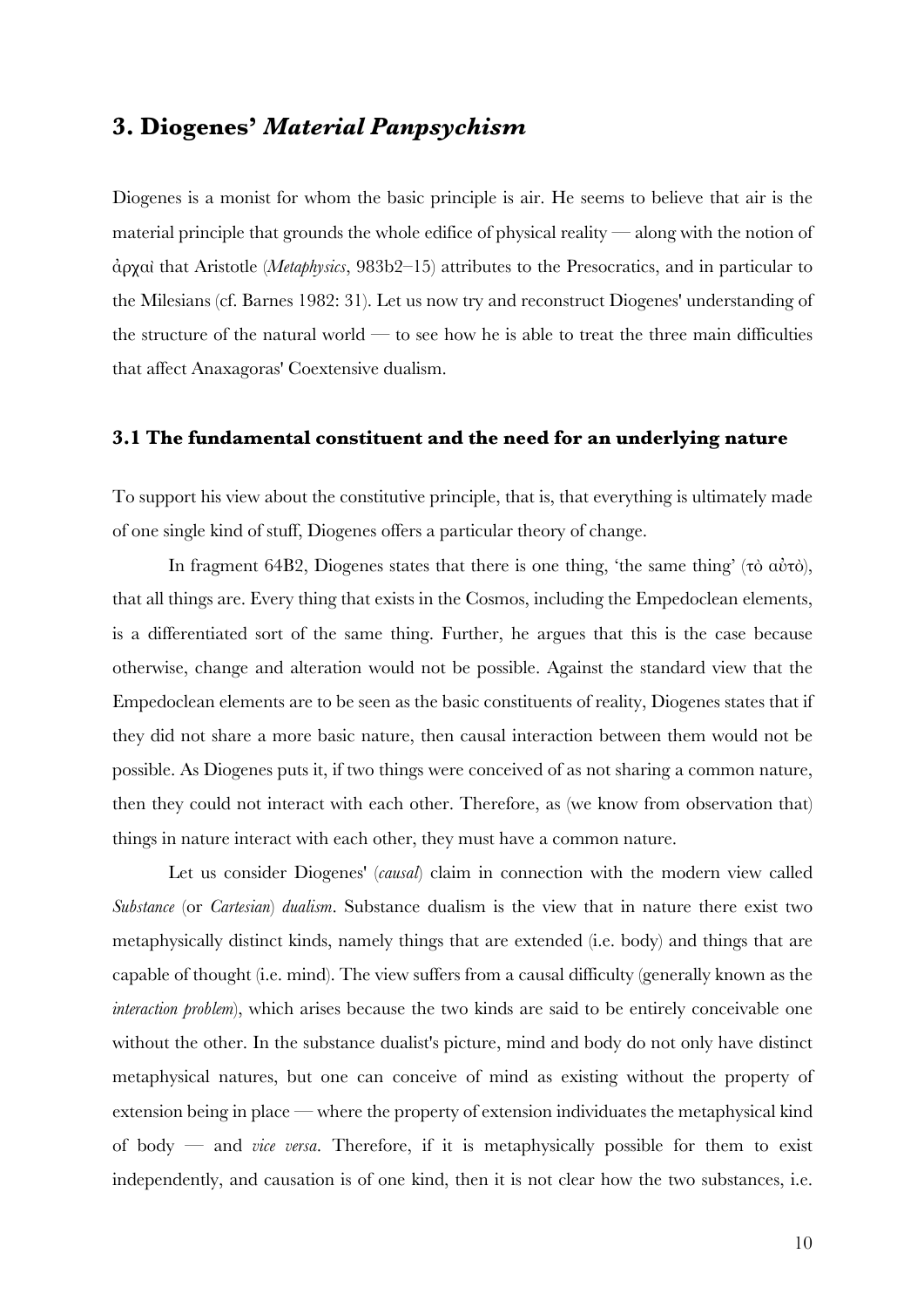## 3. Diogenes' *Material Panpsychism*

Diogenes is a monist for whom the basic principle is air. He seems to believe that air is the material principle that grounds the whole edifice of physical reality — along with the notion of ἀρχαὶ that Aristotle (*Metaphysics*, 983b2–15) attributes to the Presocratics, and in particular to the Milesians (cf. Barnes 1982: 31). Let us now try and reconstruct Diogenes' understanding of the structure of the natural world — to see how he is able to treat the three main difficulties that affect Anaxagoras' Coextensive dualism.

### 3.1 The fundamental constituent and the need for an underlying nature

To support his view about the constitutive principle, that is, that everything is ultimately made of one single kind of stuff, Diogenes offers a particular theory of change.

In fragment 64B2, Diogenes states that there is one thing, 'the same thing' (τὸ αὐτὸ), that all things are. Every thing that exists in the Cosmos, including the Empedoclean elements, is a differentiated sort of the same thing. Further, he argues that this is the case because otherwise, change and alteration would not be possible. Against the standard view that the Empedoclean elements are to be seen as the basic constituents of reality, Diogenes states that if they did not share a more basic nature, then causal interaction between them would not be possible. As Diogenes puts it, if two things were conceived of as not sharing a common nature, then they could not interact with each other. Therefore, as (we know from observation that) things in nature interact with each other, they must have a common nature.

Let us consider Diogenes' (*causal*) claim in connection with the modern view called *Substance* (or *Cartesian*) *dualism*. Substance dualism is the view that in nature there exist two metaphysically distinct kinds, namely things that are extended (i.e. body) and things that are capable of thought (i.e. mind). The view suffers from a causal difficulty (generally known as the *interaction problem*), which arises because the two kinds are said to be entirely conceivable one without the other. In the substance dualist's picture, mind and body do not only have distinct metaphysical natures, but one can conceive of mind as existing without the property of extension being in place — where the property of extension individuates the metaphysical kind of body — and *vice versa*. Therefore, if it is metaphysically possible for them to exist independently, and causation is of one kind, then it is not clear how the two substances, i.e.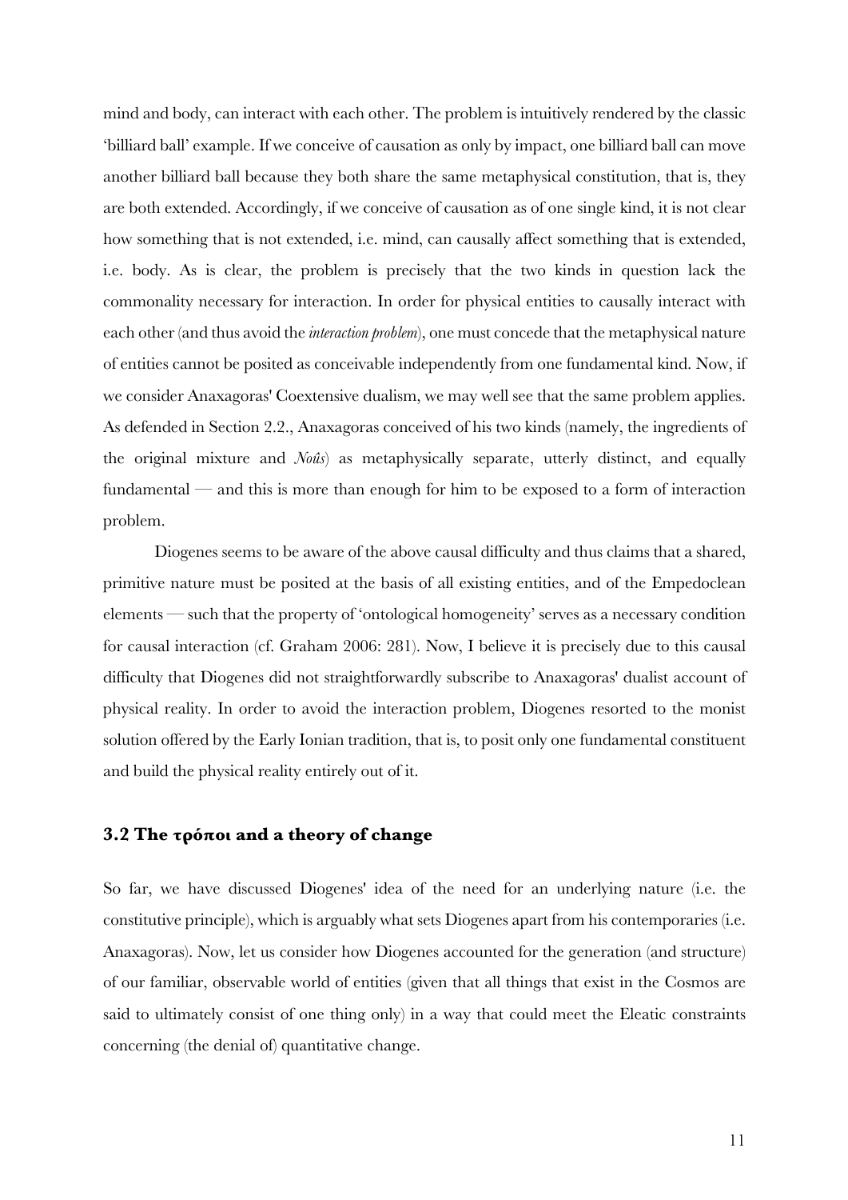mind and body, can interact with each other. The problem is intuitively rendered by the classic 'billiard ball' example. If we conceive of causation as only by impact, one billiard ball can move another billiard ball because they both share the same metaphysical constitution, that is, they are both extended. Accordingly, if we conceive of causation as of one single kind, it is not clear how something that is not extended, i.e. mind, can causally affect something that is extended, i.e. body. As is clear, the problem is precisely that the two kinds in question lack the commonality necessary for interaction. In order for physical entities to causally interact with each other (and thus avoid the *interaction problem*), one must concede that the metaphysical nature of entities cannot be posited as conceivable independently from one fundamental kind. Now, if we consider Anaxagoras' Coextensive dualism, we may well see that the same problem applies. As defended in Section 2.2., Anaxagoras conceived of his two kinds (namely, the ingredients of the original mixture and *Noûs*) as metaphysically separate, utterly distinct, and equally fundamental — and this is more than enough for him to be exposed to a form of interaction problem.

Diogenes seems to be aware of the above causal difficulty and thus claims that a shared, primitive nature must be posited at the basis of all existing entities, and of the Empedoclean elements — such that the property of 'ontological homogeneity' serves as a necessary condition for causal interaction (cf. Graham 2006: 281). Now, I believe it is precisely due to this causal difficulty that Diogenes did not straightforwardly subscribe to Anaxagoras' dualist account of physical reality. In order to avoid the interaction problem, Diogenes resorted to the monist solution offered by the Early Ionian tradition, that is, to posit only one fundamental constituent and build the physical reality entirely out of it.

### 3.2 The τρόποι and a theory of change

So far, we have discussed Diogenes' idea of the need for an underlying nature (i.e. the constitutive principle), which is arguably what sets Diogenes apart from his contemporaries (i.e. Anaxagoras). Now, let us consider how Diogenes accounted for the generation (and structure) of our familiar, observable world of entities (given that all things that exist in the Cosmos are said to ultimately consist of one thing only) in a way that could meet the Eleatic constraints concerning (the denial of) quantitative change.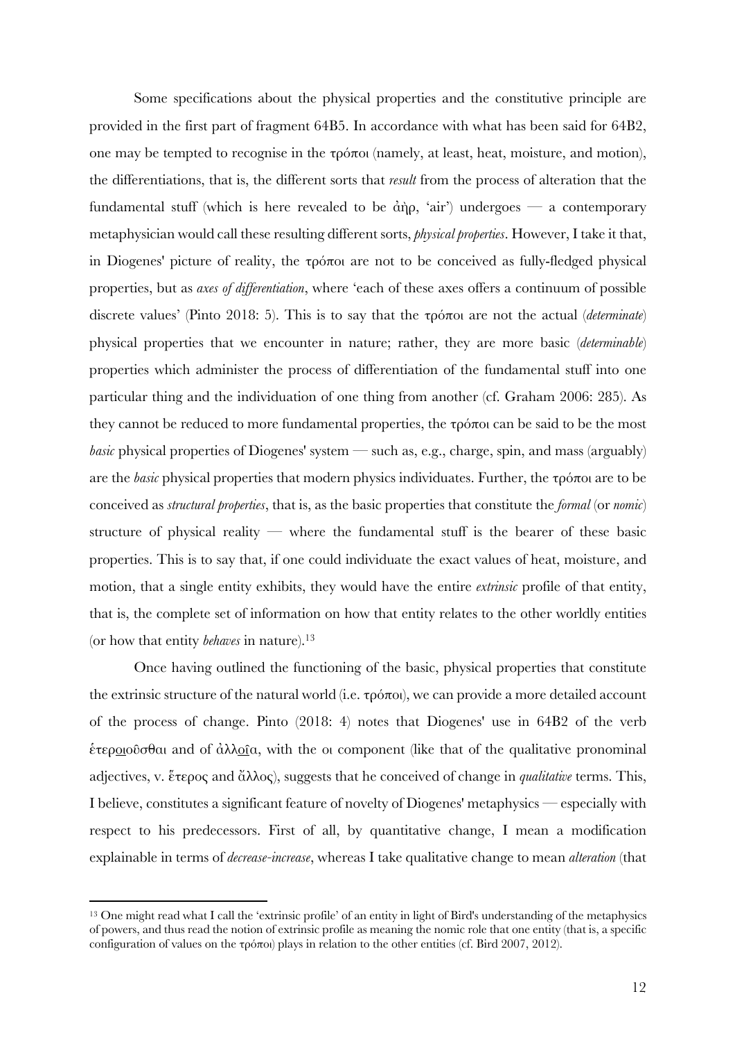Some specifications about the physical properties and the constitutive principle are provided in the first part of fragment 64B5. In accordance with what has been said for 64B2, one may be tempted to recognise in the τρόποι (namely, at least, heat, moisture, and motion), the differentiations, that is, the different sorts that *result* from the process of alteration that the fundamental stuff (which is here revealed to be ἀὴρ, 'air') undergoes — a contemporary metaphysician would call these resulting different sorts, *physical properties*. However, I take it that, in Diogenes' picture of reality, the τρόποι are not to be conceived as fully-fledged physical properties, but as *axes of differentiation*, where 'each of these axes offers a continuum of possible discrete values' (Pinto 2018: 5). This is to say that the τρόποι are not the actual (*determinate*) physical properties that we encounter in nature; rather, they are more basic (*determinable*) properties which administer the process of differentiation of the fundamental stuff into one particular thing and the individuation of one thing from another (cf. Graham 2006: 285). As they cannot be reduced to more fundamental properties, the τρόποι can be said to be the most *basic* physical properties of Diogenes' system — such as, e.g., charge, spin, and mass (arguably) are the *basic* physical properties that modern physics individuates. Further, the τρόποι are to be conceived as *structural properties*, that is, as the basic properties that constitute the *formal* (or *nomic*) structure of physical reality — where the fundamental stuff is the bearer of these basic properties. This is to say that, if one could individuate the exact values of heat, moisture, and motion, that a single entity exhibits, they would have the entire *extrinsic* profile of that entity, that is, the complete set of information on how that entity relates to the other worldly entities (or how that entity *behaves* in nature).[13]

Once having outlined the functioning of the basic, physical properties that constitute the extrinsic structure of the natural world (i.e. τρόποι), we can provide a more detailed account of the process of change. Pinto (2018: 4) notes that Diogenes' use in 64B2 of the verb ἑτεροιοῦσθαι and of ἀλλοῖα, with the οι component (like that of the qualitative pronominal adjectives, v. ἕτερος and ἄλλος), suggests that he conceived of change in *qualitative* terms. This, I believe, constitutes a significant feature of novelty of Diogenes' metaphysics — especially with respect to his predecessors. First of all, by quantitative change, I mean a modification explainable in terms of *decrease-increase*, whereas I take qualitative change to mean *alteration* (that

[13] One might read what I call the 'extrinsic profile' of an entity in light of Bird's understanding of the metaphysics of powers, and thus read the notion of extrinsic profile as meaning the nomic role that one entity (that is, a specific configuration of values on the τρόποι) plays in relation to the other entities (cf. Bird 2007, 2012).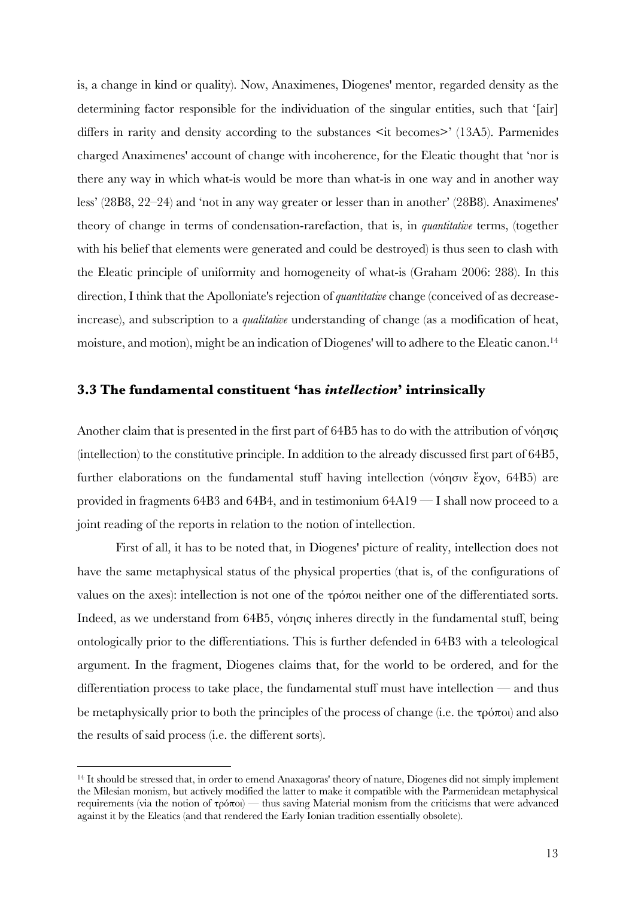is, a change in kind or quality). Now, Anaximenes, Diogenes' mentor, regarded density as the determining factor responsible for the individuation of the singular entities, such that '[air] differs in rarity and density according to the substances <it becomes>' (13A5). Parmenides charged Anaximenes' account of change with incoherence, for the Eleatic thought that 'nor is there any way in which what-is would be more than what-is in one way and in another way less' (28B8, 22–24) and 'not in any way greater or lesser than in another' (28B8). Anaximenes' theory of change in terms of condensation-rarefaction, that is, in *quantitative* terms, (together with his belief that elements were generated and could be destroyed) is thus seen to clash with the Eleatic principle of uniformity and homogeneity of what-is (Graham 2006: 288). In this direction, I think that the Apolloniate's rejection of *quantitative* change (conceived of as decrease-increase), and subscription to a *qualitative* understanding of change (as a modification of heat, moisture, and motion), might be an indication of Diogenes' will to adhere to the Eleatic canon.[14]

### 3.3 The fundamental constituent 'has *intellection*' intrinsically

Another claim that is presented in the first part of 64B5 has to do with the attribution of νόησις (intellection) to the constitutive principle. In addition to the already discussed first part of 64B5, further elaborations on the fundamental stuff having intellection (νόησιν ἔχον, 64B5) are provided in fragments 64B3 and 64B4, and in testimonium 64A19 — I shall now proceed to a joint reading of the reports in relation to the notion of intellection.

First of all, it has to be noted that, in Diogenes' picture of reality, intellection does not have the same metaphysical status of the physical properties (that is, of the configurations of values on the axes): intellection is not one of the τρόποι neither one of the differentiated sorts. Indeed, as we understand from 64B5, νόησις inheres directly in the fundamental stuff, being ontologically prior to the differentiations. This is further defended in 64B3 with a teleological argument. In the fragment, Diogenes claims that, for the world to be ordered, and for the differentiation process to take place, the fundamental stuff must have intellection — and thus be metaphysically prior to both the principles of the process of change (i.e. the τρόποι) and also the results of said process (i.e. the different sorts).

---

[14] It should be stressed that, in order to emend Anaxagoras' theory of nature, Diogenes did not simply implement the Milesian monism, but actively modified the latter to make it compatible with the Parmenidean metaphysical requirements (via the notion of τρόποι) — thus saving Material monism from the criticisms that were advanced against it by the Eleatics (and that rendered the Early Ionian tradition essentially obsolete).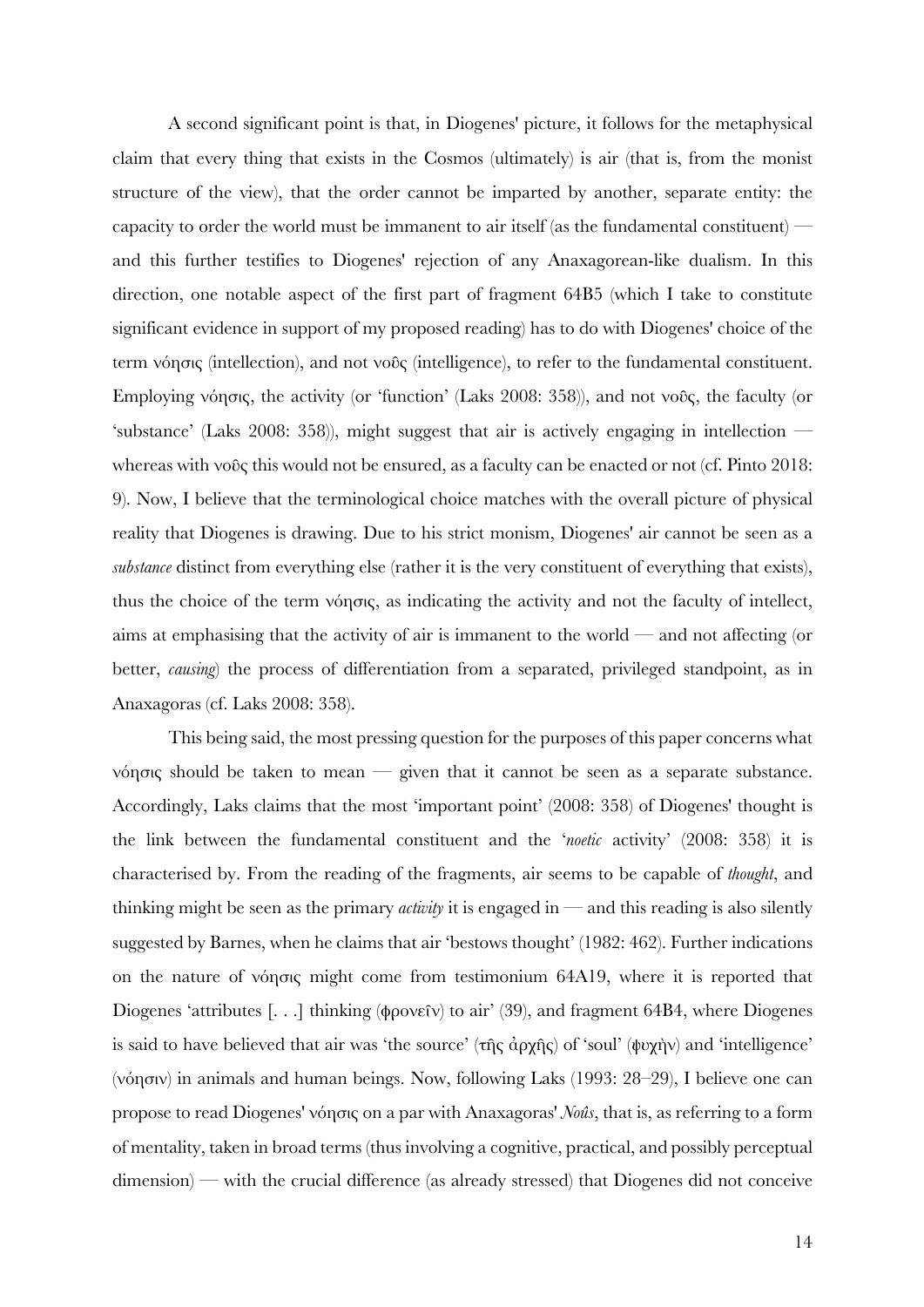A second significant point is that, in Diogenes' picture, it follows for the metaphysical claim that every thing that exists in the Cosmos (ultimately) is air (that is, from the monist structure of the view), that the order cannot be imparted by another, separate entity: the capacity to order the world must be immanent to air itself (as the fundamental constituent) — and this further testifies to Diogenes' rejection of any Anaxagorean-like dualism. In this direction, one notable aspect of the first part of fragment 64B5 (which I take to constitute significant evidence in support of my proposed reading) has to do with Diogenes' choice of the term νόησις (intellection), and not νοῦς (intelligence), to refer to the fundamental constituent. Employing νόησις, the activity (or 'function' (Laks 2008: 358)), and not νοῦς, the faculty (or 'substance' (Laks 2008: 358)), might suggest that air is actively engaging in intellection — whereas with νοῦς this would not be ensured, as a faculty can be enacted or not (cf. Pinto 2018: 9). Now, I believe that the terminological choice matches with the overall picture of physical reality that Diogenes is drawing. Due to his strict monism, Diogenes' air cannot be seen as a *substance* distinct from everything else (rather it is the very constituent of everything that exists), thus the choice of the term νόησις, as indicating the activity and not the faculty of intellect, aims at emphasising that the activity of air is immanent to the world — and not affecting (or better, *causing*) the process of differentiation from a separated, privileged standpoint, as in Anaxagoras (cf. Laks 2008: 358).

This being said, the most pressing question for the purposes of this paper concerns what νόησις should be taken to mean — given that it cannot be seen as a separate substance. Accordingly, Laks claims that the most 'important point' (2008: 358) of Diogenes' thought is the link between the fundamental constituent and the '*noetic* activity' (2008: 358) it is characterised by. From the reading of the fragments, air seems to be capable of *thought*, and thinking might be seen as the primary *activity* it is engaged in — and this reading is also silently suggested by Barnes, when he claims that air 'bestows thought' (1982: 462). Further indications on the nature of νόησις might come from testimonium 64A19, where it is reported that Diogenes 'attributes [. . .] thinking (φρονεῖν) to air' (39), and fragment 64B4, where Diogenes is said to have believed that air was 'the source' (τῆς ἀρχῆς) of 'soul' (ψυχὴν) and 'intelligence' (νόησιν) in animals and human beings. Now, following Laks (1993: 28–29), I believe one can propose to read Diogenes' νόησις on a par with Anaxagoras' *Noûs*, that is, as referring to a form of mentality, taken in broad terms (thus involving a cognitive, practical, and possibly perceptual dimension) — with the crucial difference (as already stressed) that Diogenes did not conceive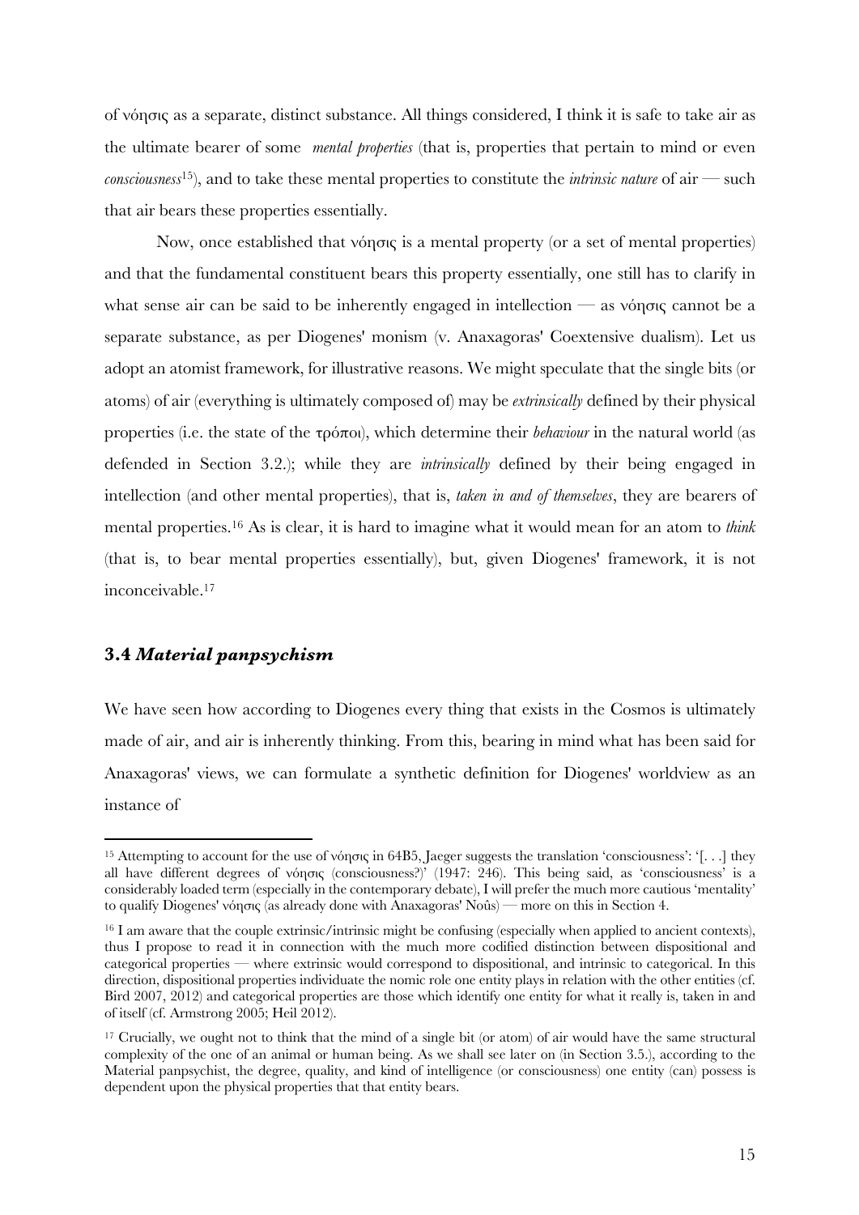of νόησις as a separate, distinct substance. All things considered, I think it is safe to take air as the ultimate bearer of some *mental properties* (that is, properties that pertain to mind or even *consciousness*[15]), and to take these mental properties to constitute the *intrinsic nature* of air — such that air bears these properties essentially.

Now, once established that νόησις is a mental property (or a set of mental properties) and that the fundamental constituent bears this property essentially, one still has to clarify in what sense air can be said to be inherently engaged in intellection — as νόησις cannot be a separate substance, as per Diogenes' monism (v. Anaxagoras' Coextensive dualism). Let us adopt an atomist framework, for illustrative reasons. We might speculate that the single bits (or atoms) of air (everything is ultimately composed of) may be *extrinsically* defined by their physical properties (i.e. the state of the τρόποι), which determine their *behaviour* in the natural world (as defended in Section 3.2.); while they are *intrinsically* defined by their being engaged in intellection (and other mental properties), that is, *taken in and of themselves*, they are bearers of mental properties.[16] As is clear, it is hard to imagine what it would mean for an atom to *think* (that is, to bear mental properties essentially), but, given Diogenes' framework, it is not inconceivable.[17]

### 3.4 *Material panpsychism*

We have seen how according to Diogenes every thing that exists in the Cosmos is ultimately made of air, and air is inherently thinking. From this, bearing in mind what has been said for Anaxagoras' views, we can formulate a synthetic definition for Diogenes' worldview as an instance of

---

[15] Attempting to account for the use of νόησις in 64B5, Jaeger suggests the translation 'consciousness': '[. . .] they all have different degrees of νόησις (consciousness?)' (1947: 246). This being said, as 'consciousness' is a considerably loaded term (especially in the contemporary debate), I will prefer the much more cautious 'mentality' to qualify Diogenes' νόησις (as already done with Anaxagoras' Noûs) — more on this in Section 4.

[16] I am aware that the couple extrinsic/intrinsic might be confusing (especially when applied to ancient contexts), thus I propose to read it in connection with the much more codified distinction between dispositional and categorical properties — where extrinsic would correspond to dispositional, and intrinsic to categorical. In this direction, dispositional properties individuate the nomic role one entity plays in relation with the other entities (cf. Bird 2007, 2012) and categorical properties are those which identify one entity for what it really is, taken in and of itself (cf. Armstrong 2005; Heil 2012).

[17] Crucially, we ought not to think that the mind of a single bit (or atom) of air would have the same structural complexity of the one of an animal or human being. As we shall see later on (in Section 3.5.), according to the Material panpsychist, the degree, quality, and kind of intelligence (or consciousness) one entity (can) possess is dependent upon the physical properties that that entity bears.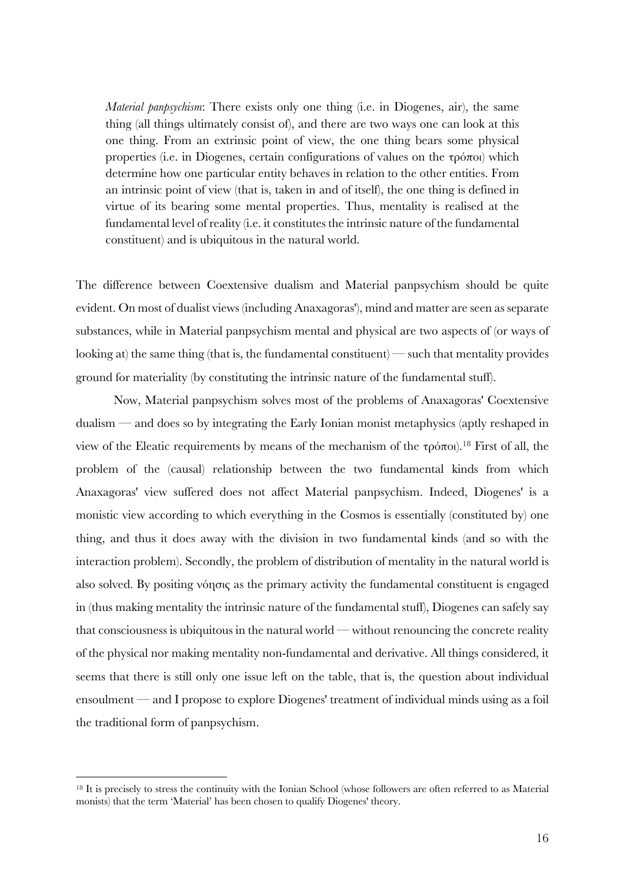*Material panpsychism*: There exists only one thing (i.e. in Diogenes, air), the same thing (all things ultimately consist of), and there are two ways one can look at this one thing. From an extrinsic point of view, the one thing bears some physical properties (i.e. in Diogenes, certain configurations of values on the τρόποι) which determine how one particular entity behaves in relation to the other entities. From an intrinsic point of view (that is, taken in and of itself), the one thing is defined in virtue of its bearing some mental properties. Thus, mentality is realised at the fundamental level of reality (i.e. it constitutes the intrinsic nature of the fundamental constituent) and is ubiquitous in the natural world.

The difference between Coextensive dualism and Material panpsychism should be quite evident. On most of dualist views (including Anaxagoras'), mind and matter are seen as separate substances, while in Material panpsychism mental and physical are two aspects of (or ways of looking at) the same thing (that is, the fundamental constituent) — such that mentality provides ground for materiality (by constituting the intrinsic nature of the fundamental stuff).

Now, Material panpsychism solves most of the problems of Anaxagoras' Coextensive dualism — and does so by integrating the Early Ionian monist metaphysics (aptly reshaped in view of the Eleatic requirements by means of the mechanism of the τρόποι).[18] First of all, the problem of the (causal) relationship between the two fundamental kinds from which Anaxagoras' view suffered does not affect Material panpsychism. Indeed, Diogenes' is a monistic view according to which everything in the Cosmos is essentially (constituted by) one thing, and thus it does away with the division in two fundamental kinds (and so with the interaction problem). Secondly, the problem of distribution of mentality in the natural world is also solved. By positing νόησις as the primary activity the fundamental constituent is engaged in (thus making mentality the intrinsic nature of the fundamental stuff), Diogenes can safely say that consciousness is ubiquitous in the natural world — without renouncing the concrete reality of the physical nor making mentality non-fundamental and derivative. All things considered, it seems that there is still only one issue left on the table, that is, the question about individual ensoulment — and I propose to explore Diogenes' treatment of individual minds using as a foil the traditional form of panpsychism.

[18] It is precisely to stress the continuity with the Ionian School (whose followers are often referred to as Material monists) that the term 'Material' has been chosen to qualify Diogenes' theory.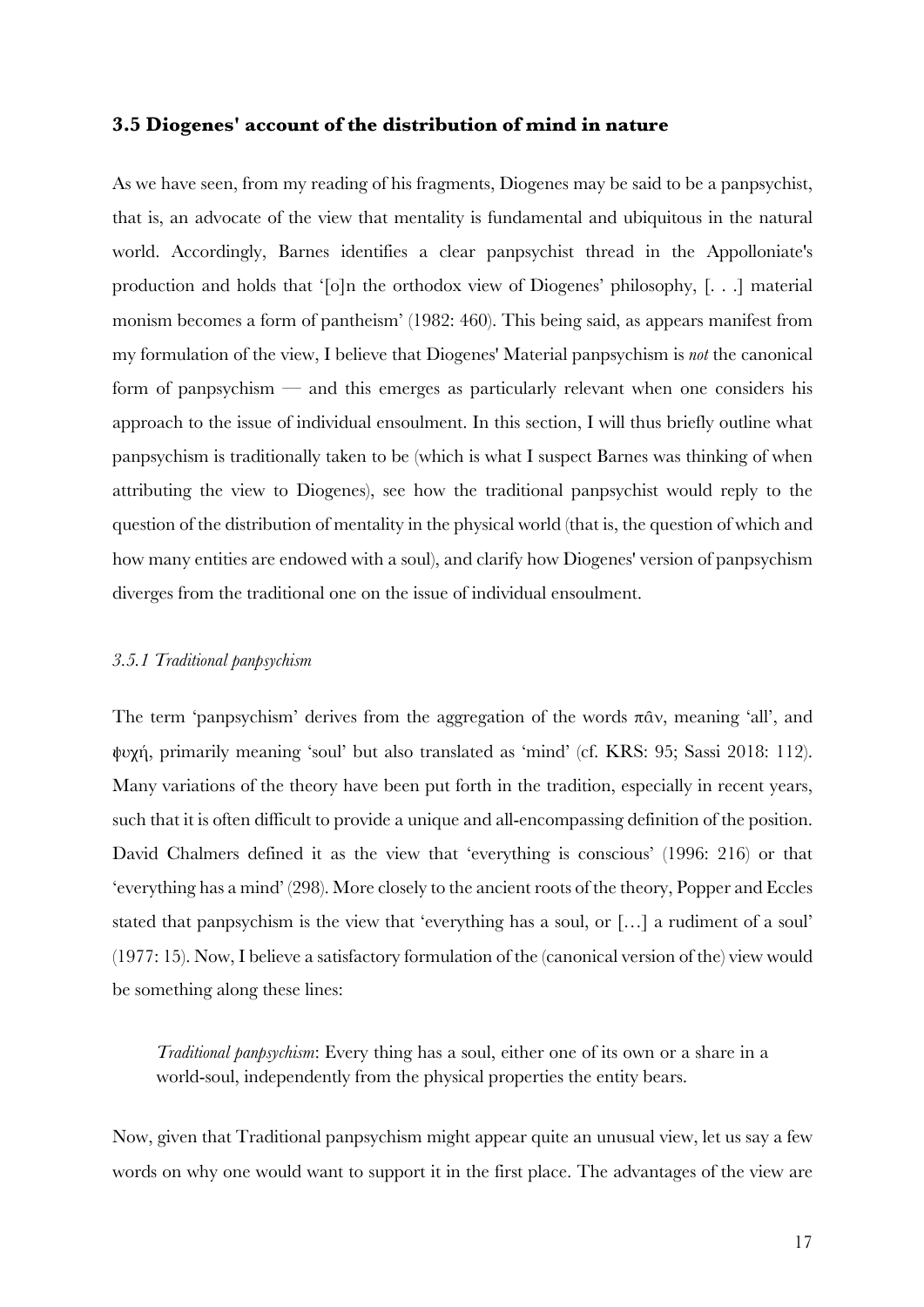### 3.5 Diogenes' account of the distribution of mind in nature

As we have seen, from my reading of his fragments, Diogenes may be said to be a panpsychist, that is, an advocate of the view that mentality is fundamental and ubiquitous in the natural world. Accordingly, Barnes identifies a clear panpsychist thread in the Appolloniate's production and holds that '[o]n the orthodox view of Diogenes' philosophy, [. . .] material monism becomes a form of pantheism' (1982: 460). This being said, as appears manifest from my formulation of the view, I believe that Diogenes' Material panpsychism is *not* the canonical form of panpsychism — and this emerges as particularly relevant when one considers his approach to the issue of individual ensoulment. In this section, I will thus briefly outline what panpsychism is traditionally taken to be (which is what I suspect Barnes was thinking of when attributing the view to Diogenes), see how the traditional panpsychist would reply to the question of the distribution of mentality in the physical world (that is, the question of which and how many entities are endowed with a soul), and clarify how Diogenes' version of panpsychism diverges from the traditional one on the issue of individual ensoulment.

#### *3.5.1 Traditional panpsychism*

The term 'panpsychism' derives from the aggregation of the words πᾶν, meaning 'all', and ψυχή, primarily meaning 'soul' but also translated as 'mind' (cf. KRS: 95; Sassi 2018: 112). Many variations of the theory have been put forth in the tradition, especially in recent years, such that it is often difficult to provide a unique and all-encompassing definition of the position. David Chalmers defined it as the view that 'everything is conscious' (1996: 216) or that 'everything has a mind' (298). More closely to the ancient roots of the theory, Popper and Eccles stated that panpsychism is the view that 'everything has a soul, or […] a rudiment of a soul' (1977: 15). Now, I believe a satisfactory formulation of the (canonical version of the) view would be something along these lines:

> *Traditional panpsychism*: Every thing has a soul, either one of its own or a share in a world-soul, independently from the physical properties the entity bears.

Now, given that Traditional panpsychism might appear quite an unusual view, let us say a few words on why one would want to support it in the first place. The advantages of the view are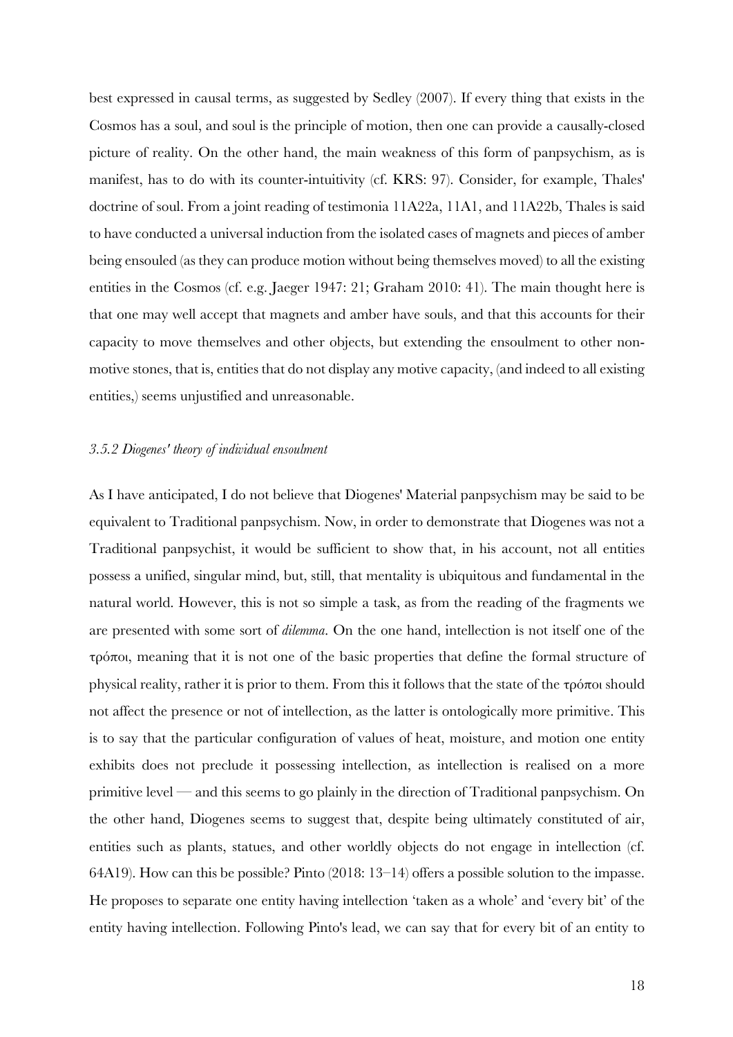best expressed in causal terms, as suggested by Sedley (2007). If every thing that exists in the Cosmos has a soul, and soul is the principle of motion, then one can provide a causally-closed picture of reality. On the other hand, the main weakness of this form of panpsychism, as is manifest, has to do with its counter-intuitivity (cf. KRS: 97). Consider, for example, Thales' doctrine of soul. From a joint reading of testimonia 11A22a, 11A1, and 11A22b, Thales is said to have conducted a universal induction from the isolated cases of magnets and pieces of amber being ensouled (as they can produce motion without being themselves moved) to all the existing entities in the Cosmos (cf. e.g. Jaeger 1947: 21; Graham 2010: 41). The main thought here is that one may well accept that magnets and amber have souls, and that this accounts for their capacity to move themselves and other objects, but extending the ensoulment to other non-motive stones, that is, entities that do not display any motive capacity, (and indeed to all existing entities,) seems unjustified and unreasonable.

### *3.5.2 Diogenes' theory of individual ensoulment*

As I have anticipated, I do not believe that Diogenes' Material panpsychism may be said to be equivalent to Traditional panpsychism. Now, in order to demonstrate that Diogenes was not a Traditional panpsychist, it would be sufficient to show that, in his account, not all entities possess a unified, singular mind, but, still, that mentality is ubiquitous and fundamental in the natural world. However, this is not so simple a task, as from the reading of the fragments we are presented with some sort of *dilemma*. On the one hand, intellection is not itself one of the τρόποι, meaning that it is not one of the basic properties that define the formal structure of physical reality, rather it is prior to them. From this it follows that the state of the τρόποι should not affect the presence or not of intellection, as the latter is ontologically more primitive. This is to say that the particular configuration of values of heat, moisture, and motion one entity exhibits does not preclude it possessing intellection, as intellection is realised on a more primitive level — and this seems to go plainly in the direction of Traditional panpsychism. On the other hand, Diogenes seems to suggest that, despite being ultimately constituted of air, entities such as plants, statues, and other worldly objects do not engage in intellection (cf. 64A19). How can this be possible? Pinto (2018: 13–14) offers a possible solution to the impasse. He proposes to separate one entity having intellection 'taken as a whole' and 'every bit' of the entity having intellection. Following Pinto's lead, we can say that for every bit of an entity to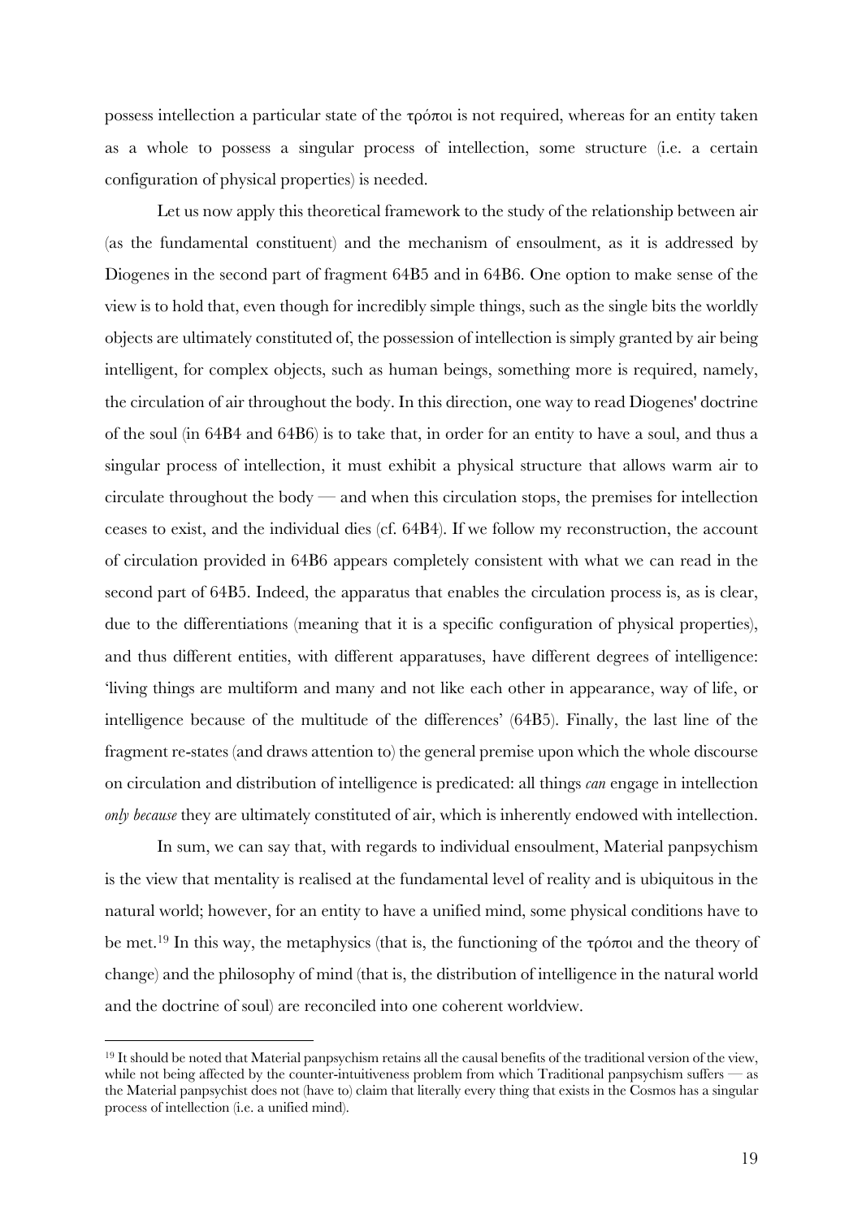possess intellection a particular state of the τρόποι is not required, whereas for an entity taken as a whole to possess a singular process of intellection, some structure (i.e. a certain configuration of physical properties) is needed.

Let us now apply this theoretical framework to the study of the relationship between air (as the fundamental constituent) and the mechanism of ensoulment, as it is addressed by Diogenes in the second part of fragment 64B5 and in 64B6. One option to make sense of the view is to hold that, even though for incredibly simple things, such as the single bits the worldly objects are ultimately constituted of, the possession of intellection is simply granted by air being intelligent, for complex objects, such as human beings, something more is required, namely, the circulation of air throughout the body. In this direction, one way to read Diogenes' doctrine of the soul (in 64B4 and 64B6) is to take that, in order for an entity to have a soul, and thus a singular process of intellection, it must exhibit a physical structure that allows warm air to circulate throughout the body — and when this circulation stops, the premises for intellection ceases to exist, and the individual dies (cf. 64B4). If we follow my reconstruction, the account of circulation provided in 64B6 appears completely consistent with what we can read in the second part of 64B5. Indeed, the apparatus that enables the circulation process is, as is clear, due to the differentiations (meaning that it is a specific configuration of physical properties), and thus different entities, with different apparatuses, have different degrees of intelligence: 'living things are multiform and many and not like each other in appearance, way of life, or intelligence because of the multitude of the differences' (64B5). Finally, the last line of the fragment re-states (and draws attention to) the general premise upon which the whole discourse on circulation and distribution of intelligence is predicated: all things *can* engage in intellection *only because* they are ultimately constituted of air, which is inherently endowed with intellection.

In sum, we can say that, with regards to individual ensoulment, Material panpsychism is the view that mentality is realised at the fundamental level of reality and is ubiquitous in the natural world; however, for an entity to have a unified mind, some physical conditions have to be met.[19] In this way, the metaphysics (that is, the functioning of the τρόποι and the theory of change) and the philosophy of mind (that is, the distribution of intelligence in the natural world and the doctrine of soul) are reconciled into one coherent worldview.

[19] It should be noted that Material panpsychism retains all the causal benefits of the traditional version of the view, while not being affected by the counter-intuitiveness problem from which Traditional panpsychism suffers — as the Material panpsychist does not (have to) claim that literally every thing that exists in the Cosmos has a singular process of intellection (i.e. a unified mind).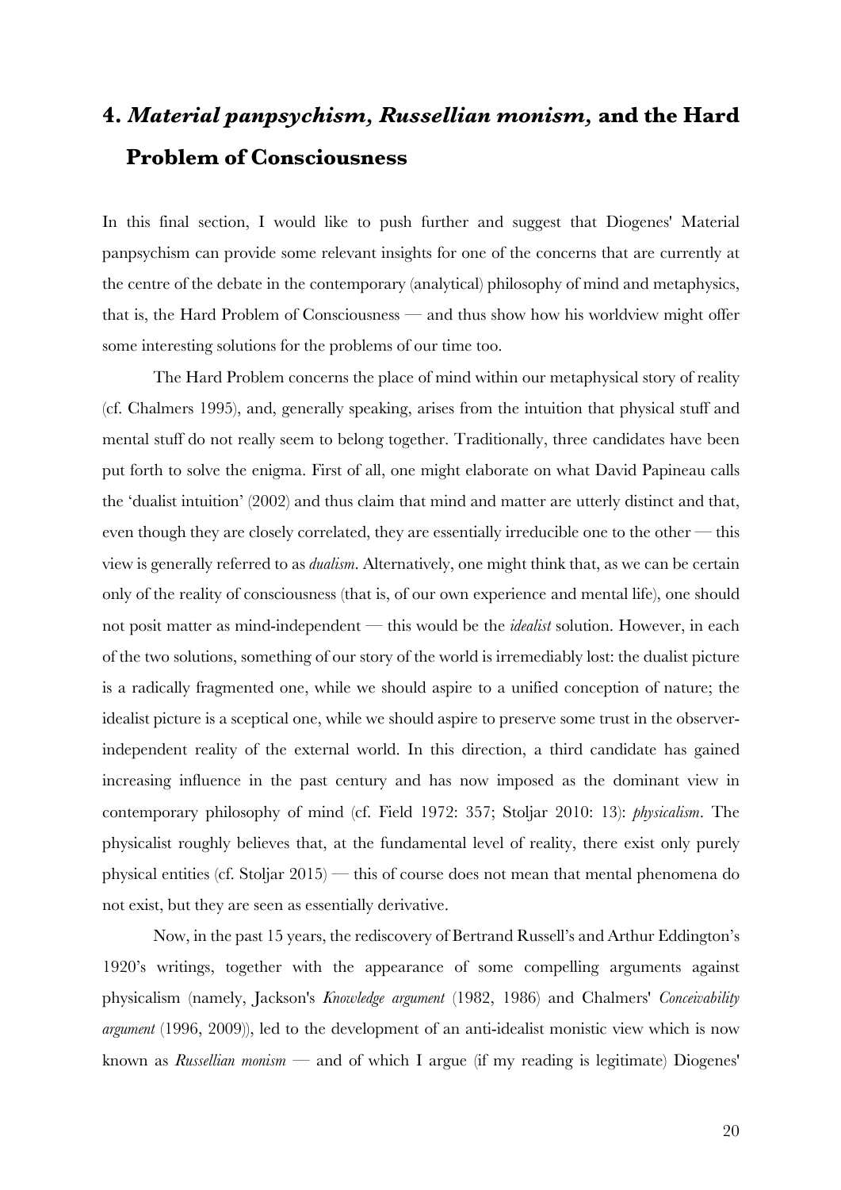## 4. *Material panpsychism, Russellian monism,* and the Hard Problem of Consciousness

In this final section, I would like to push further and suggest that Diogenes' Material panpsychism can provide some relevant insights for one of the concerns that are currently at the centre of the debate in the contemporary (analytical) philosophy of mind and metaphysics, that is, the Hard Problem of Consciousness — and thus show how his worldview might offer some interesting solutions for the problems of our time too.

The Hard Problem concerns the place of mind within our metaphysical story of reality (cf. Chalmers 1995), and, generally speaking, arises from the intuition that physical stuff and mental stuff do not really seem to belong together. Traditionally, three candidates have been put forth to solve the enigma. First of all, one might elaborate on what David Papineau calls the 'dualist intuition' (2002) and thus claim that mind and matter are utterly distinct and that, even though they are closely correlated, they are essentially irreducible one to the other — this view is generally referred to as *dualism*. Alternatively, one might think that, as we can be certain only of the reality of consciousness (that is, of our own experience and mental life), one should not posit matter as mind-independent — this would be the *idealist* solution. However, in each of the two solutions, something of our story of the world is irremediably lost: the dualist picture is a radically fragmented one, while we should aspire to a unified conception of nature; the idealist picture is a sceptical one, while we should aspire to preserve some trust in the observer-independent reality of the external world. In this direction, a third candidate has gained increasing influence in the past century and has now imposed as the dominant view in contemporary philosophy of mind (cf. Field 1972: 357; Stoljar 2010: 13): *physicalism*. The physicalist roughly believes that, at the fundamental level of reality, there exist only purely physical entities (cf. Stoljar 2015) — this of course does not mean that mental phenomena do not exist, but they are seen as essentially derivative.

Now, in the past 15 years, the rediscovery of Bertrand Russell's and Arthur Eddington's 1920's writings, together with the appearance of some compelling arguments against physicalism (namely, Jackson's *Knowledge argument* (1982, 1986) and Chalmers' *Conceivability argument* (1996, 2009)), led to the development of an anti-idealist monistic view which is now known as *Russellian monism* — and of which I argue (if my reading is legitimate) Diogenes'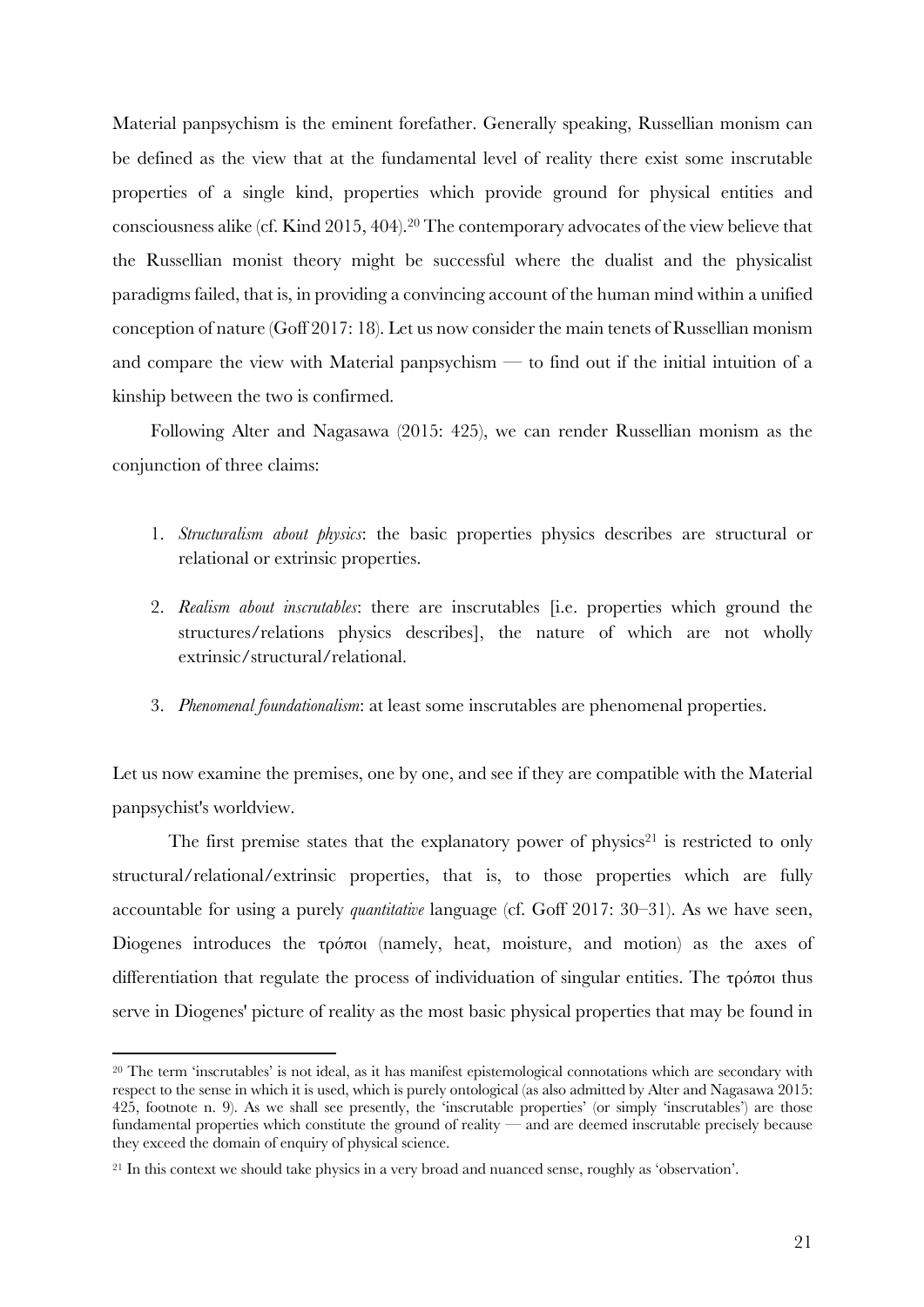Material panpsychism is the eminent forefather. Generally speaking, Russellian monism can be defined as the view that at the fundamental level of reality there exist some inscrutable properties of a single kind, properties which provide ground for physical entities and consciousness alike (cf. Kind 2015, 404).[20] The contemporary advocates of the view believe that the Russellian monist theory might be successful where the dualist and the physicalist paradigms failed, that is, in providing a convincing account of the human mind within a unified conception of nature (Goff 2017: 18). Let us now consider the main tenets of Russellian monism and compare the view with Material panpsychism — to find out if the initial intuition of a kinship between the two is confirmed.

Following Alter and Nagasawa (2015: 425), we can render Russellian monism as the conjunction of three claims:

1. *Structuralism about physics*: the basic properties physics describes are structural or relational or extrinsic properties.
2. *Realism about inscrutables*: there are inscrutables [i.e. properties which ground the structures/relations physics describes], the nature of which are not wholly extrinsic/structural/relational.
3. *Phenomenal foundationalism*: at least some inscrutables are phenomenal properties.

Let us now examine the premises, one by one, and see if they are compatible with the Material panpsychist's worldview.

The first premise states that the explanatory power of physics[21] is restricted to only structural/relational/extrinsic properties, that is, to those properties which are fully accountable for using a purely *quantitative* language (cf. Goff 2017: 30–31). As we have seen, Diogenes introduces the τρόποι (namely, heat, moisture, and motion) as the axes of differentiation that regulate the process of individuation of singular entities. The τρόποι thus serve in Diogenes' picture of reality as the most basic physical properties that may be found in

[20] The term 'inscrutables' is not ideal, as it has manifest epistemological connotations which are secondary with respect to the sense in which it is used, which is purely ontological (as also admitted by Alter and Nagasawa 2015: 425, footnote n. 9). As we shall see presently, the 'inscrutable properties' (or simply 'inscrutables') are those fundamental properties which constitute the ground of reality — and are deemed inscrutable precisely because they exceed the domain of enquiry of physical science.

[21] In this context we should take physics in a very broad and nuanced sense, roughly as 'observation'.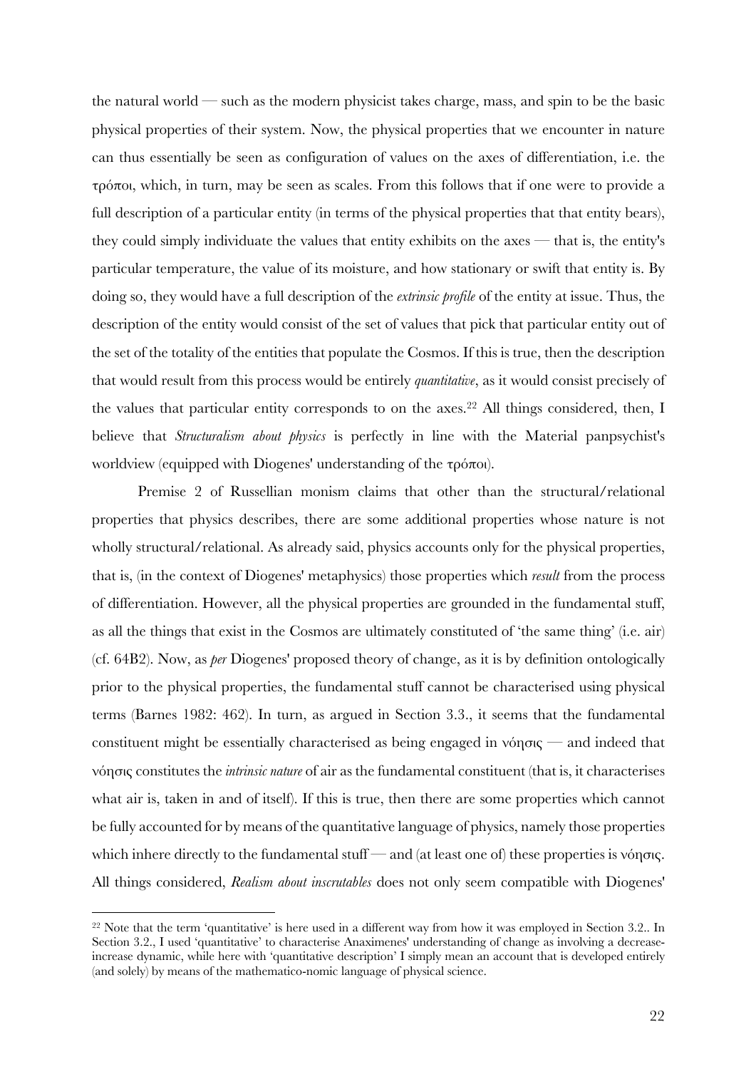the natural world — such as the modern physicist takes charge, mass, and spin to be the basic physical properties of their system. Now, the physical properties that we encounter in nature can thus essentially be seen as configuration of values on the axes of differentiation, i.e. the τρόποι, which, in turn, may be seen as scales. From this follows that if one were to provide a full description of a particular entity (in terms of the physical properties that that entity bears), they could simply individuate the values that entity exhibits on the axes — that is, the entity's particular temperature, the value of its moisture, and how stationary or swift that entity is. By doing so, they would have a full description of the *extrinsic profile* of the entity at issue. Thus, the description of the entity would consist of the set of values that pick that particular entity out of the set of the totality of the entities that populate the Cosmos. If this is true, then the description that would result from this process would be entirely *quantitative*, as it would consist precisely of the values that particular entity corresponds to on the axes.[22] All things considered, then, I believe that *Structuralism about physics* is perfectly in line with the Material panpsychist's worldview (equipped with Diogenes' understanding of the τρόποι).

Premise 2 of Russellian monism claims that other than the structural/relational properties that physics describes, there are some additional properties whose nature is not wholly structural/relational. As already said, physics accounts only for the physical properties, that is, (in the context of Diogenes' metaphysics) those properties which *result* from the process of differentiation. However, all the physical properties are grounded in the fundamental stuff, as all the things that exist in the Cosmos are ultimately constituted of 'the same thing' (i.e. air) (cf. 64B2). Now, as *per* Diogenes' proposed theory of change, as it is by definition ontologically prior to the physical properties, the fundamental stuff cannot be characterised using physical terms (Barnes 1982: 462). In turn, as argued in Section 3.3., it seems that the fundamental constituent might be essentially characterised as being engaged in νόησις — and indeed that νόησις constitutes the *intrinsic nature* of air as the fundamental constituent (that is, it characterises what air is, taken in and of itself). If this is true, then there are some properties which cannot be fully accounted for by means of the quantitative language of physics, namely those properties which inhere directly to the fundamental stuff — and (at least one of) these properties is νόησις. All things considered, *Realism about inscrutables* does not only seem compatible with Diogenes'

[22] Note that the term 'quantitative' is here used in a different way from how it was employed in Section 3.2.. In Section 3.2., I used 'quantitative' to characterise Anaximenes' understanding of change as involving a decrease-increase dynamic, while here with 'quantitative description' I simply mean an account that is developed entirely (and solely) by means of the mathematico-nomic language of physical science.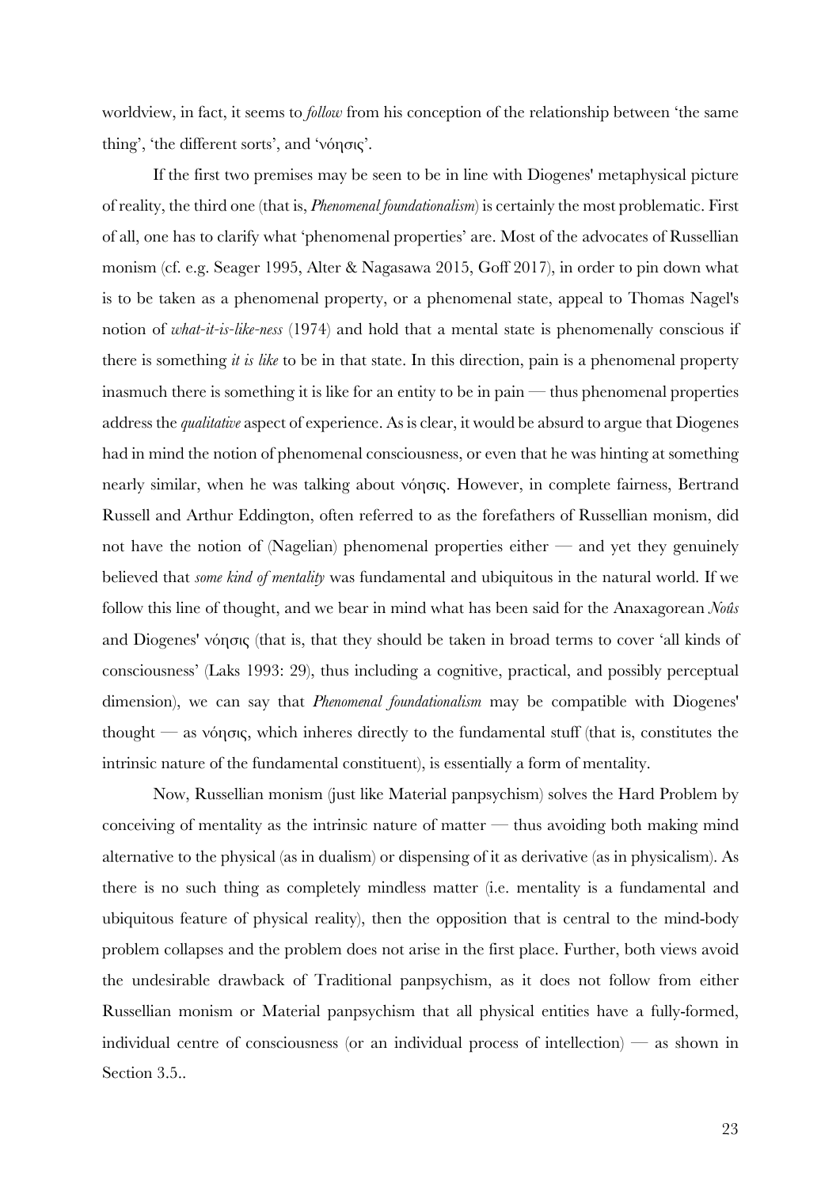worldview, in fact, it seems to *follow* from his conception of the relationship between 'the same thing', 'the different sorts', and 'νόησις'.

If the first two premises may be seen to be in line with Diogenes' metaphysical picture of reality, the third one (that is, *Phenomenal foundationalism*) is certainly the most problematic. First of all, one has to clarify what 'phenomenal properties' are. Most of the advocates of Russellian monism (cf. e.g. Seager 1995, Alter & Nagasawa 2015, Goff 2017), in order to pin down what is to be taken as a phenomenal property, or a phenomenal state, appeal to Thomas Nagel's notion of *what-it-is-like-ness* (1974) and hold that a mental state is phenomenally conscious if there is something *it is like* to be in that state. In this direction, pain is a phenomenal property inasmuch there is something it is like for an entity to be in pain — thus phenomenal properties address the *qualitative* aspect of experience. As is clear, it would be absurd to argue that Diogenes had in mind the notion of phenomenal consciousness, or even that he was hinting at something nearly similar, when he was talking about νόησις. However, in complete fairness, Bertrand Russell and Arthur Eddington, often referred to as the forefathers of Russellian monism, did not have the notion of (Nagelian) phenomenal properties either — and yet they genuinely believed that *some kind of mentality* was fundamental and ubiquitous in the natural world. If we follow this line of thought, and we bear in mind what has been said for the Anaxagorean *Noûs* and Diogenes' νόησις (that is, that they should be taken in broad terms to cover 'all kinds of consciousness' (Laks 1993: 29), thus including a cognitive, practical, and possibly perceptual dimension), we can say that *Phenomenal foundationalism* may be compatible with Diogenes' thought — as νόησις, which inheres directly to the fundamental stuff (that is, constitutes the intrinsic nature of the fundamental constituent), is essentially a form of mentality.

Now, Russellian monism (just like Material panpsychism) solves the Hard Problem by conceiving of mentality as the intrinsic nature of matter — thus avoiding both making mind alternative to the physical (as in dualism) or dispensing of it as derivative (as in physicalism). As there is no such thing as completely mindless matter (i.e. mentality is a fundamental and ubiquitous feature of physical reality), then the opposition that is central to the mind-body problem collapses and the problem does not arise in the first place. Further, both views avoid the undesirable drawback of Traditional panpsychism, as it does not follow from either Russellian monism or Material panpsychism that all physical entities have a fully-formed, individual centre of consciousness (or an individual process of intellection) — as shown in Section 3.5..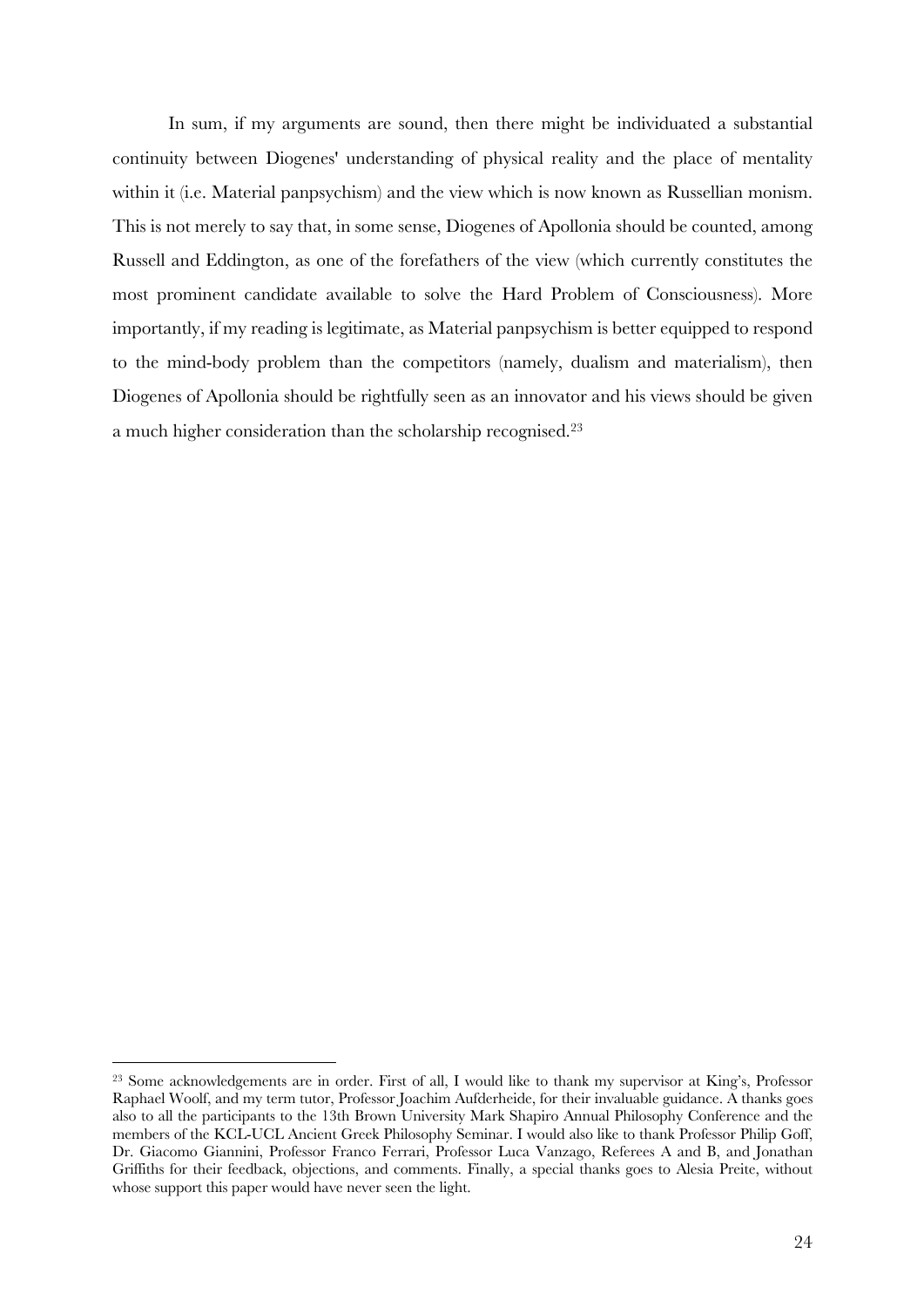In sum, if my arguments are sound, then there might be individuated a substantial continuity between Diogenes' understanding of physical reality and the place of mentality within it (i.e. Material panpsychism) and the view which is now known as Russellian monism. This is not merely to say that, in some sense, Diogenes of Apollonia should be counted, among Russell and Eddington, as one of the forefathers of the view (which currently constitutes the most prominent candidate available to solve the Hard Problem of Consciousness). More importantly, if my reading is legitimate, as Material panpsychism is better equipped to respond to the mind-body problem than the competitors (namely, dualism and materialism), then Diogenes of Apollonia should be rightfully seen as an innovator and his views should be given a much higher consideration than the scholarship recognised.[23]

---

[23] Some acknowledgements are in order. First of all, I would like to thank my supervisor at King's, Professor Raphael Woolf, and my term tutor, Professor Joachim Aufderheide, for their invaluable guidance. A thanks goes also to all the participants to the 13th Brown University Mark Shapiro Annual Philosophy Conference and the members of the KCL-UCL Ancient Greek Philosophy Seminar. I would also like to thank Professor Philip Goff, Dr. Giacomo Giannini, Professor Franco Ferrari, Professor Luca Vanzago, Referees A and B, and Jonathan Griffiths for their feedback, objections, and comments. Finally, a special thanks goes to Alesia Preite, without whose support this paper would have never seen the light.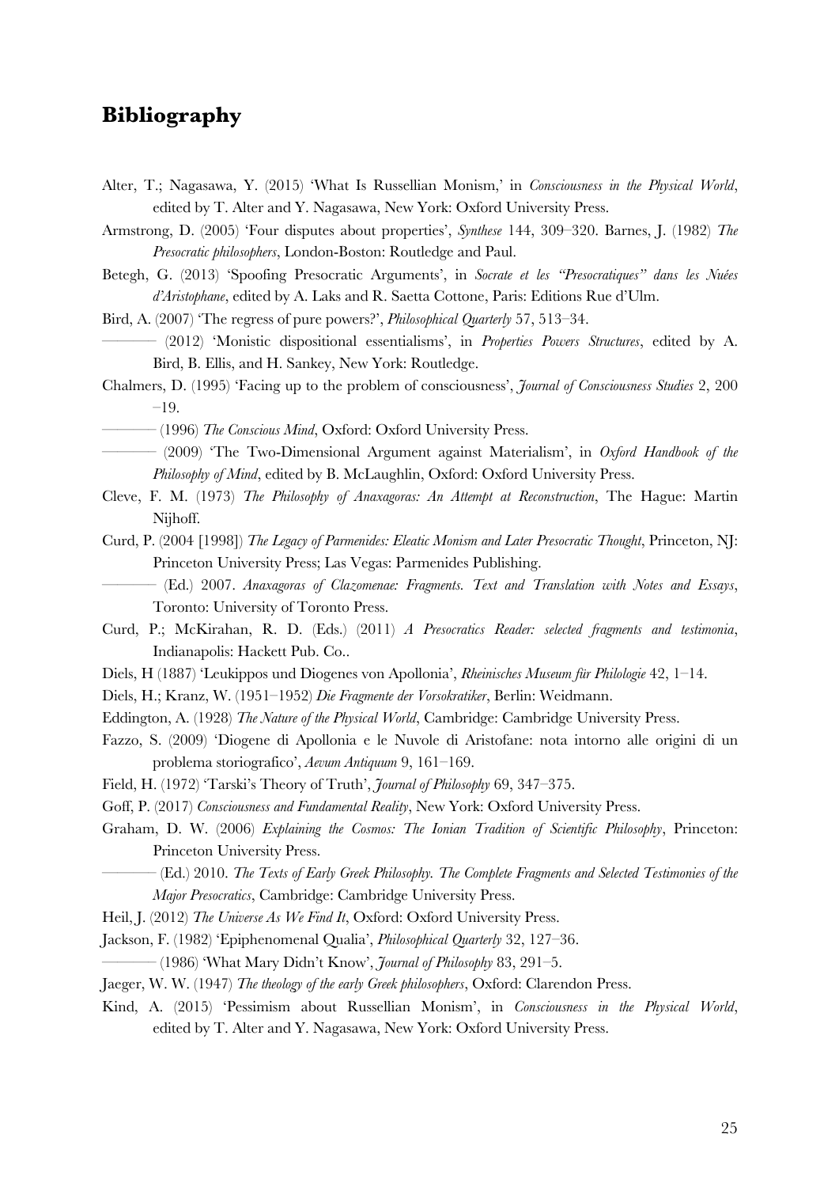## Bibliography

Alter, T.; Nagasawa, Y. (2015) 'What Is Russellian Monism,' in *Consciousness in the Physical World*, edited by T. Alter and Y. Nagasawa, New York: Oxford University Press.

Armstrong, D. (2005) 'Four disputes about properties', *Synthese* 144, 309–320. Barnes, J. (1982) *The Presocratic philosophers*, London-Boston: Routledge and Paul.

Betegh, G. (2013) 'Spoofing Presocratic Arguments', in *Socrate et les "Presocratiques" dans les Nuées d'Aristophane*, edited by A. Laks and R. Saetta Cottone, Paris: Editions Rue d'Ulm.

Bird, A. (2007) 'The regress of pure powers?', *Philosophical Quarterly* 57, 513–34.

——— (2012) 'Monistic dispositional essentialisms', in *Properties Powers Structures*, edited by A. Bird, B. Ellis, and H. Sankey, New York: Routledge.

Chalmers, D. (1995) 'Facing up to the problem of consciousness', *Journal of Consciousness Studies* 2, 200 –19.

——— (1996) *The Conscious Mind*, Oxford: Oxford University Press.

——— (2009) 'The Two-Dimensional Argument against Materialism', in *Oxford Handbook of the Philosophy of Mind*, edited by B. McLaughlin, Oxford: Oxford University Press.

Cleve, F. M. (1973) *The Philosophy of Anaxagoras: An Attempt at Reconstruction*, The Hague: Martin Nijhoff.

Curd, P. (2004 [1998]) *The Legacy of Parmenides: Eleatic Monism and Later Presocratic Thought*, Princeton, NJ: Princeton University Press; Las Vegas: Parmenides Publishing.

——— (Ed.) 2007. *Anaxagoras of Clazomenae: Fragments. Text and Translation with Notes and Essays*, Toronto: University of Toronto Press.

Curd, P.; McKirahan, R. D. (Eds.) (2011) *A Presocratics Reader: selected fragments and testimonia*, Indianapolis: Hackett Pub. Co..

Diels, H (1887) 'Leukippos und Diogenes von Apollonia', *Rheinisches Museum für Philologie* 42, 1–14.

Diels, H.; Kranz, W. (1951–1952) *Die Fragmente der Vorsokratiker*, Berlin: Weidmann.

Eddington, A. (1928) *The Nature of the Physical World*, Cambridge: Cambridge University Press.

Fazzo, S. (2009) 'Diogene di Apollonia e le Nuvole di Aristofane: nota intorno alle origini di un problema storiografico', *Aevum Antiquum* 9, 161–169.

Field, H. (1972) 'Tarski's Theory of Truth', *Journal of Philosophy* 69, 347–375.

Goff, P. (2017) *Consciousness and Fundamental Reality*, New York: Oxford University Press.

Graham, D. W. (2006) *Explaining the Cosmos: The Ionian Tradition of Scientific Philosophy*, Princeton: Princeton University Press.

——— (Ed.) 2010. *The Texts of Early Greek Philosophy. The Complete Fragments and Selected Testimonies of the Major Presocratics*, Cambridge: Cambridge University Press.

Heil, J. (2012) *The Universe As We Find It*, Oxford: Oxford University Press.

Jackson, F. (1982) 'Epiphenomenal Qualia', *Philosophical Quarterly* 32, 127–36.

——— (1986) 'What Mary Didn't Know', *Journal of Philosophy* 83, 291–5.

Jaeger, W. W. (1947) *The theology of the early Greek philosophers*, Oxford: Clarendon Press.

Kind, A. (2015) 'Pessimism about Russellian Monism', in *Consciousness in the Physical World*, edited by T. Alter and Y. Nagasawa, New York: Oxford University Press.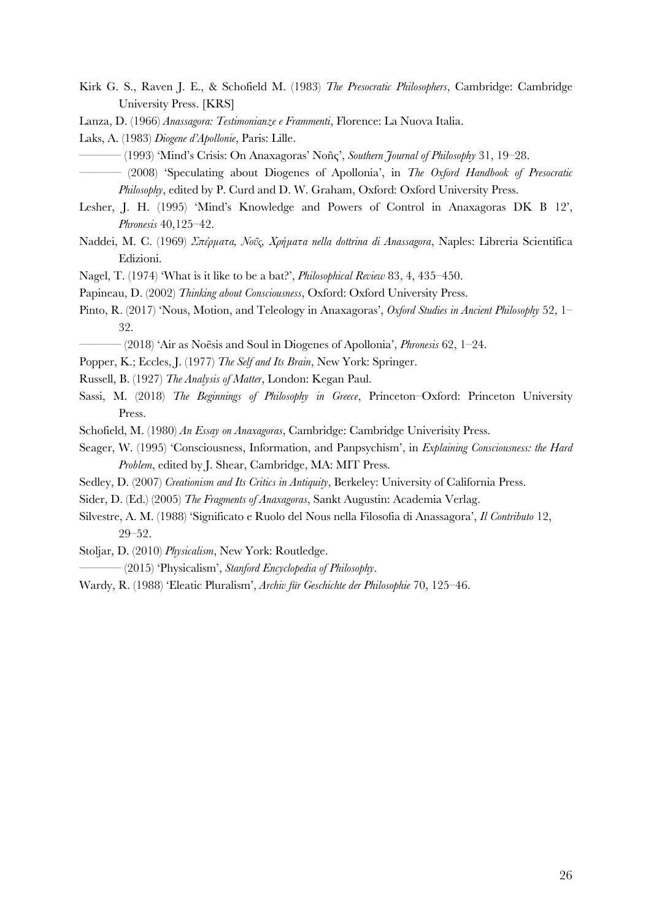Kirk G. S., Raven J. E., & Schofield M. (1983) *The Presocratic Philosophers*, Cambridge: Cambridge University Press. [KRS]

Lanza, D. (1966) *Anassagora: Testimonianze e Frammenti*, Florence: La Nuova Italia.

Laks, A. (1983) *Diogene d'Apollonie*, Paris: Lille.

——— (1993) 'Mind's Crisis: On Anaxagoras' Νοῦς', *Southern Journal of Philosophy* 31, 19–28.

——— (2008) 'Speculating about Diogenes of Apollonia', in *The Oxford Handbook of Presocratic Philosophy*, edited by P. Curd and D. W. Graham, Oxford: Oxford University Press.

Lesher, J. H. (1995) 'Mind's Knowledge and Powers of Control in Anaxagoras DK B 12', *Phronesis* 40,125–42.

Naddei, M. C. (1969) *Σπέρματα, Νοῦς, Χρήματα nella dottrina di Anassagora*, Naples: Libreria Scientifica Edizioni.

Nagel, T. (1974) 'What is it like to be a bat?', *Philosophical Review* 83, 4, 435–450.

Papineau, D. (2002) *Thinking about Consciousness*, Oxford: Oxford University Press.

Pinto, R. (2017) 'Nous, Motion, and Teleology in Anaxagoras', *Oxford Studies in Ancient Philosophy* 52, 1–32.

——— (2018) 'Air as Noēsis and Soul in Diogenes of Apollonia', *Phronesis* 62, 1–24.

Popper, K.; Eccles, J. (1977) *The Self and Its Brain*, New York: Springer.

Russell, B. (1927) *The Analysis of Matter*, London: Kegan Paul.

Sassi, M. (2018) *The Beginnings of Philosophy in Greece*, Princeton–Oxford: Princeton University Press.

Schofield, M. (1980) *An Essay on Anaxagoras*, Cambridge: Cambridge Univerisity Press.

Seager, W. (1995) 'Consciousness, Information, and Panpsychism', in *Explaining Consciousness: the Hard Problem*, edited by J. Shear, Cambridge, MA: MIT Press.

Sedley, D. (2007) *Creationism and Its Critics in Antiquity*, Berkeley: University of California Press.

Sider, D. (Ed.) (2005) *The Fragments of Anaxagoras*, Sankt Augustin: Academia Verlag.

Silvestre, A. M. (1988) 'Significato e Ruolo del Nous nella Filosofia di Anassagora', *Il Contributo* 12, 29–52.

Stoljar, D. (2010) *Physicalism*, New York: Routledge.

——— (2015) 'Physicalism', *Stanford Encyclopedia of Philosophy*.

Wardy, R. (1988) 'Eleatic Pluralism', *Archiv für Geschichte der Philosophie* 70, 125–46.